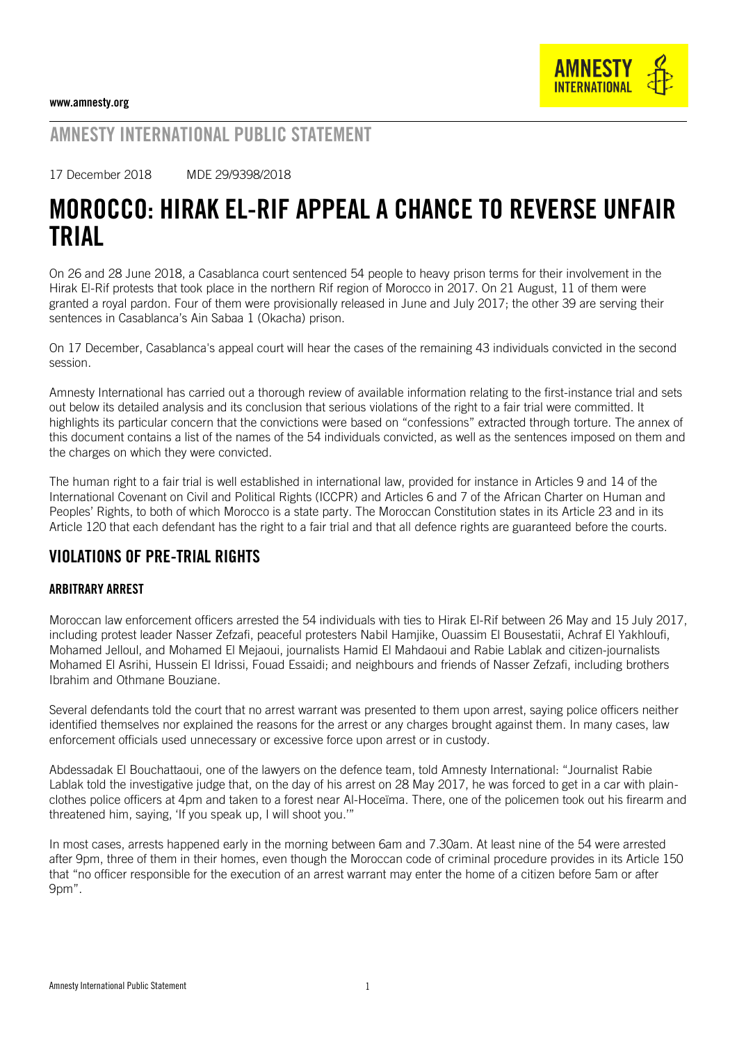www.amnesty.org

AMNESTY INTERNATIONAL

## AMNESTY INTERNATIONAL PUBLIC STATEMENT

17 December 2018 MDE 29/9398/2018

# MOROCCO: HIRAK EL-RIF APPEAL A CHANCE TO REVERSE UNFAIR TRIAL

On 26 and 28 June 2018, a Casablanca court sentenced 54 people to heavy prison terms for their involvement in the Hirak El-Rif protests that took place in the northern Rif region of Morocco in 2017. On 21 August, 11 of them were granted a royal pardon. Four of them were provisionally released in June and July 2017; the other 39 are serving their sentences in Casablanca's Ain Sabaa 1 (Okacha) prison.

On 17 December, Casablanca's appeal court will hear the cases of the remaining 43 individuals convicted in the second session.

Amnesty International has carried out a thorough review of available information relating to the first-instance trial and sets out below its detailed analysis and its conclusion that serious violations of the right to a fair trial were committed. It highlights its particular concern that the convictions were based on "confessions" extracted through torture. The annex of this document contains a list of the names of the 54 individuals convicted, as well as the sentences imposed on them and the charges on which they were convicted.

The human right to a fair trial is well established in international law, provided for instance in Articles 9 and 14 of the International Covenant on Civil and Political Rights (ICCPR) and Articles 6 and 7 of the African Charter on Human and Peoples' Rights, to both of which Morocco is a state party. The Moroccan Constitution states in its Article 23 and in its Article 120 that each defendant has the right to a fair trial and that all defence rights are guaranteed before the courts.

## VIOLATIONS OF PRE-TRIAL RIGHTS

### ARBITRARY ARREST

Moroccan law enforcement officers arrested the 54 individuals with ties to Hirak El-Rif between 26 May and 15 July 2017, including protest leader Nasser Zefzafi, peaceful protesters Nabil Hamjike, Ouassim El Bousestatii, Achraf El Yakhloufi, Mohamed Jelloul, and Mohamed El Mejaoui, journalists Hamid El Mahdaoui and Rabie Lablak and citizen-journalists Mohamed El Asrihi, Hussein El Idrissi, Fouad Essaidi; and neighbours and friends of Nasser Zefzafi, including brothers Ibrahim and Othmane Bouziane.

Several defendants told the court that no arrest warrant was presented to them upon arrest, saying police officers neither identified themselves nor explained the reasons for the arrest or any charges brought against them. In many cases, law enforcement officials used unnecessary or excessive force upon arrest or in custody.

Abdessadak El Bouchattaoui, one of the lawyers on the defence team, told Amnesty International: "Journalist Rabie Lablak told the investigative judge that, on the day of his arrest on 28 May 2017, he was forced to get in a car with plain-clothes police officers at 4pm and taken to a forest near Al-Hoceïma. There, one of the policemen took out his firearm and threatened him, saying, 'If you speak up, I will shoot you.'"

In most cases, arrests happened early in the morning between 6am and 7.30am. At least nine of the 54 were arrested after 9pm, three of them in their homes, even though the Moroccan code of criminal procedure provides in its Article 150 that "no officer responsible for the execution of an arrest warrant may enter the home of a citizen before 5am or after 9pm".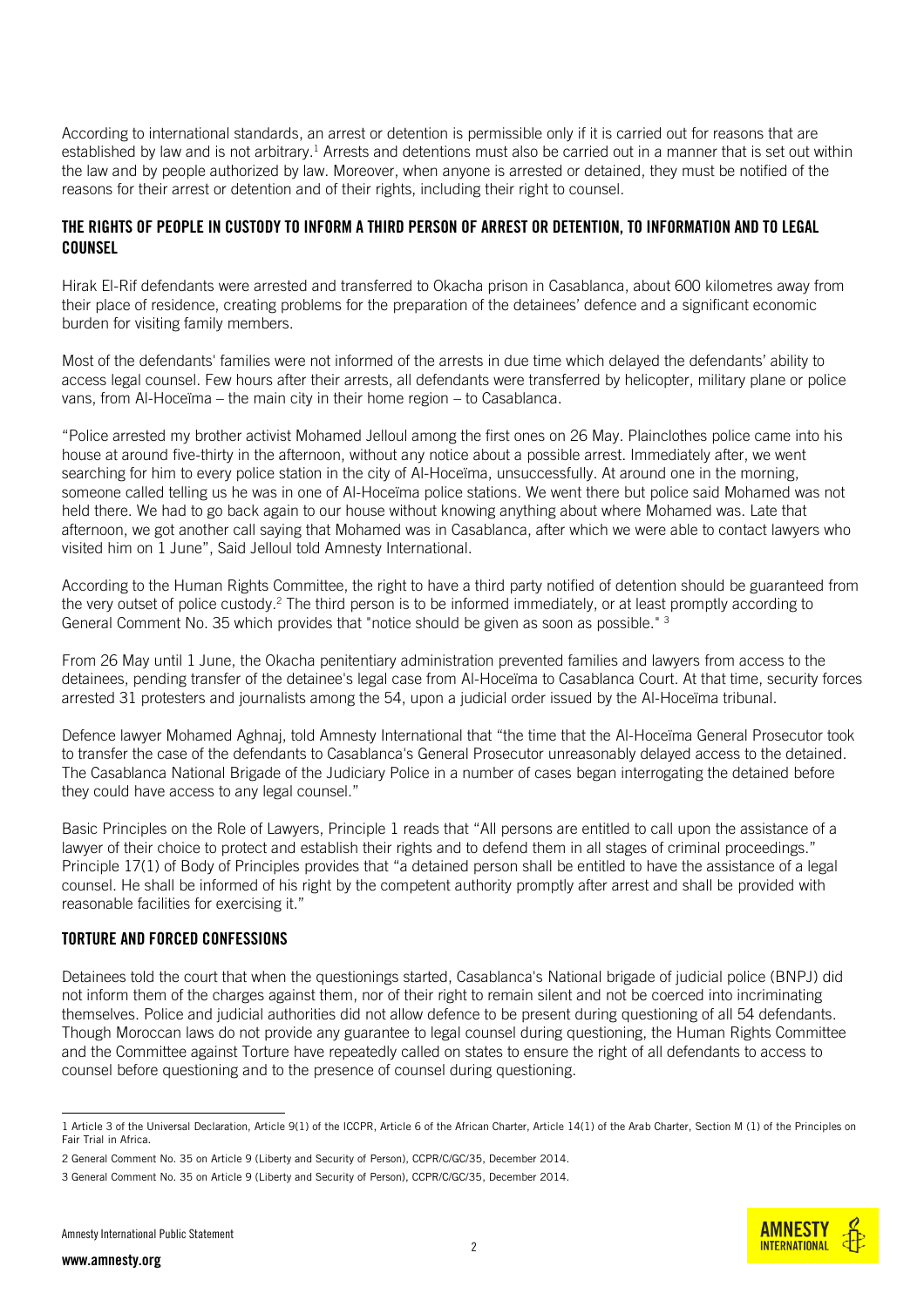According to international standards, an arrest or detention is permissible only if it is carried out for reasons that are established by law and is not arbitrary.[1] Arrests and detentions must also be carried out in a manner that is set out within the law and by people authorized by law. Moreover, when anyone is arrested or detained, they must be notified of the reasons for their arrest or detention and of their rights, including their right to counsel.

## THE RIGHTS OF PEOPLE IN CUSTODY TO INFORM A THIRD PERSON OF ARREST OR DETENTION, TO INFORMATION AND TO LEGAL COUNSEL

Hirak El-Rif defendants were arrested and transferred to Okacha prison in Casablanca, about 600 kilometres away from their place of residence, creating problems for the preparation of the detainees' defence and a significant economic burden for visiting family members.

Most of the defendants' families were not informed of the arrests in due time which delayed the defendants' ability to access legal counsel. Few hours after their arrests, all defendants were transferred by helicopter, military plane or police vans, from Al-Hoceïma – the main city in their home region – to Casablanca.

"Police arrested my brother activist Mohamed Jelloul among the first ones on 26 May. Plainclothes police came into his house at around five-thirty in the afternoon, without any notice about a possible arrest. Immediately after, we went searching for him to every police station in the city of Al-Hoceïma, unsuccessfully. At around one in the morning, someone called telling us he was in one of Al-Hoceïma police stations. We went there but police said Mohamed was not held there. We had to go back again to our house without knowing anything about where Mohamed was. Late that afternoon, we got another call saying that Mohamed was in Casablanca, after which we were able to contact lawyers who visited him on 1 June", Said Jelloul told Amnesty International.

According to the Human Rights Committee, the right to have a third party notified of detention should be guaranteed from the very outset of police custody.[2] The third person is to be informed immediately, or at least promptly according to General Comment No. 35 which provides that "notice should be given as soon as possible." [3]

From 26 May until 1 June, the Okacha penitentiary administration prevented families and lawyers from access to the detainees, pending transfer of the detainee's legal case from Al-Hoceïma to Casablanca Court. At that time, security forces arrested 31 protesters and journalists among the 54, upon a judicial order issued by the Al-Hoceïma tribunal.

Defence lawyer Mohamed Aghnaj, told Amnesty International that "the time that the Al-Hoceïma General Prosecutor took to transfer the case of the defendants to Casablanca's General Prosecutor unreasonably delayed access to the detained. The Casablanca National Brigade of the Judiciary Police in a number of cases began interrogating the detained before they could have access to any legal counsel."

Basic Principles on the Role of Lawyers, Principle 1 reads that "All persons are entitled to call upon the assistance of a lawyer of their choice to protect and establish their rights and to defend them in all stages of criminal proceedings." Principle 17(1) of Body of Principles provides that "a detained person shall be entitled to have the assistance of a legal counsel. He shall be informed of his right by the competent authority promptly after arrest and shall be provided with reasonable facilities for exercising it."

## TORTURE AND FORCED CONFESSIONS

Detainees told the court that when the questionings started, Casablanca's National brigade of judicial police (BNPJ) did not inform them of the charges against them, nor of their right to remain silent and not be coerced into incriminating themselves. Police and judicial authorities did not allow defence to be present during questioning of all 54 defendants. Though Moroccan laws do not provide any guarantee to legal counsel during questioning, the Human Rights Committee and the Committee against Torture have repeatedly called on states to ensure the right of all defendants to access to counsel before questioning and to the presence of counsel during questioning.

---

1 Article 3 of the Universal Declaration, Article 9(1) of the ICCPR, Article 6 of the African Charter, Article 14(1) of the Arab Charter, Section M (1) of the Principles on Fair Trial in Africa.

2 General Comment No. 35 on Article 9 (Liberty and Security of Person), CCPR/C/GC/35, December 2014.

3 General Comment No. 35 on Article 9 (Liberty and Security of Person), CCPR/C/GC/35, December 2014.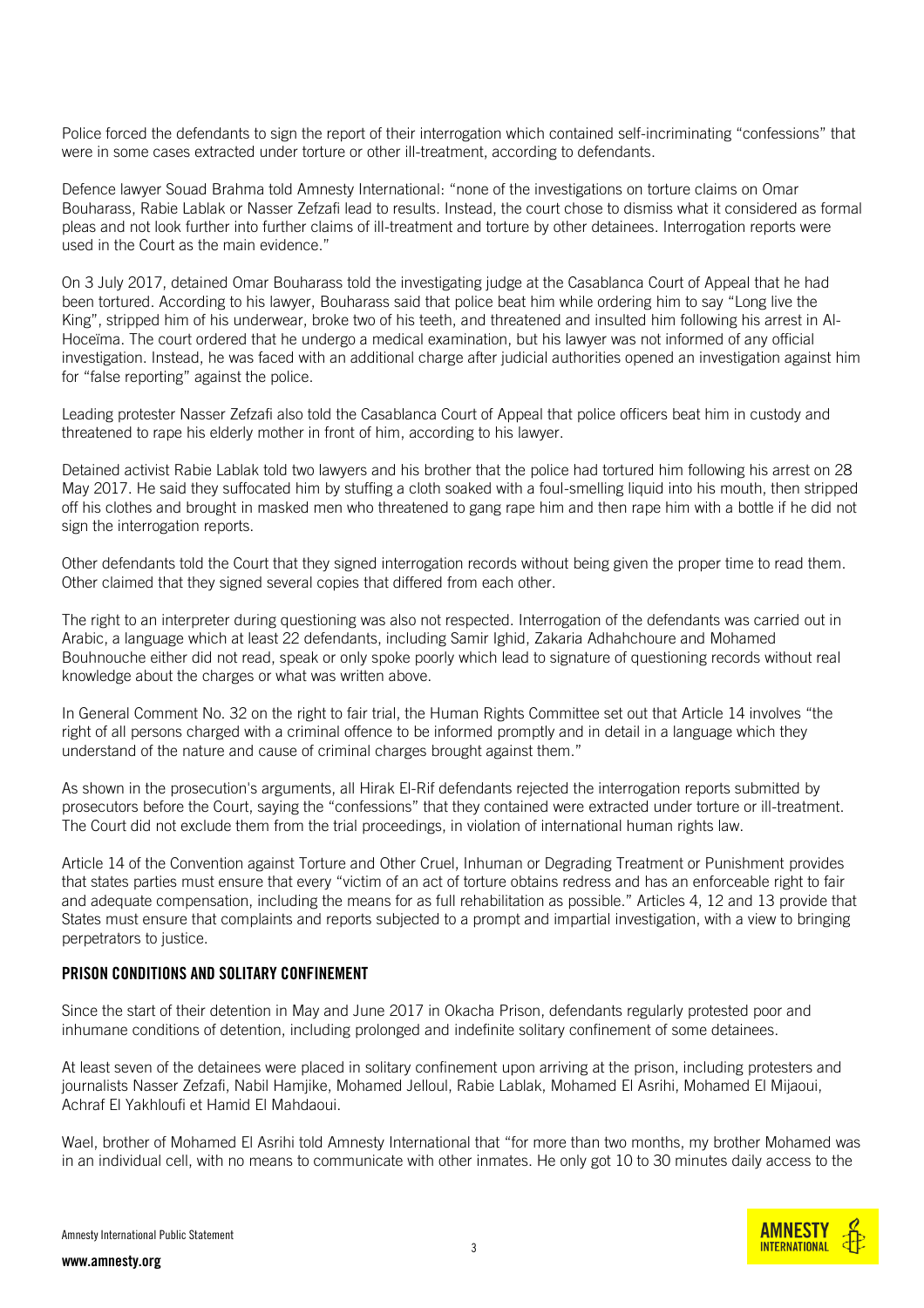Police forced the defendants to sign the report of their interrogation which contained self-incriminating "confessions" that were in some cases extracted under torture or other ill-treatment, according to defendants.

Defence lawyer Souad Brahma told Amnesty International: "none of the investigations on torture claims on Omar Bouharass, Rabie Lablak or Nasser Zefzafi lead to results. Instead, the court chose to dismiss what it considered as formal pleas and not look further into further claims of ill-treatment and torture by other detainees. Interrogation reports were used in the Court as the main evidence."

On 3 July 2017, detained Omar Bouharass told the investigating judge at the Casablanca Court of Appeal that he had been tortured. According to his lawyer, Bouharass said that police beat him while ordering him to say "Long live the King", stripped him of his underwear, broke two of his teeth, and threatened and insulted him following his arrest in Al-Hoceïma. The court ordered that he undergo a medical examination, but his lawyer was not informed of any official investigation. Instead, he was faced with an additional charge after judicial authorities opened an investigation against him for "false reporting" against the police.

Leading protester Nasser Zefzafi also told the Casablanca Court of Appeal that police officers beat him in custody and threatened to rape his elderly mother in front of him, according to his lawyer.

Detained activist Rabie Lablak told two lawyers and his brother that the police had tortured him following his arrest on 28 May 2017. He said they suffocated him by stuffing a cloth soaked with a foul-smelling liquid into his mouth, then stripped off his clothes and brought in masked men who threatened to gang rape him and then rape him with a bottle if he did not sign the interrogation reports.

Other defendants told the Court that they signed interrogation records without being given the proper time to read them. Other claimed that they signed several copies that differed from each other.

The right to an interpreter during questioning was also not respected. Interrogation of the defendants was carried out in Arabic, a language which at least 22 defendants, including Samir Ighid, Zakaria Adhahchoure and Mohamed Bouhnouche either did not read, speak or only spoke poorly which lead to signature of questioning records without real knowledge about the charges or what was written above.

In General Comment No. 32 on the right to fair trial, the Human Rights Committee set out that Article 14 involves "the right of all persons charged with a criminal offence to be informed promptly and in detail in a language which they understand of the nature and cause of criminal charges brought against them."

As shown in the prosecution's arguments, all Hirak El-Rif defendants rejected the interrogation reports submitted by prosecutors before the Court, saying the "confessions" that they contained were extracted under torture or ill-treatment. The Court did not exclude them from the trial proceedings, in violation of international human rights law.

Article 14 of the Convention against Torture and Other Cruel, Inhuman or Degrading Treatment or Punishment provides that states parties must ensure that every "victim of an act of torture obtains redress and has an enforceable right to fair and adequate compensation, including the means for as full rehabilitation as possible." Articles 4, 12 and 13 provide that States must ensure that complaints and reports subjected to a prompt and impartial investigation, with a view to bringing perpetrators to justice.

## PRISON CONDITIONS AND SOLITARY CONFINEMENT

Since the start of their detention in May and June 2017 in Okacha Prison, defendants regularly protested poor and inhumane conditions of detention, including prolonged and indefinite solitary confinement of some detainees.

At least seven of the detainees were placed in solitary confinement upon arriving at the prison, including protesters and journalists Nasser Zefzafi, Nabil Hamjike, Mohamed Jelloul, Rabie Lablak, Mohamed El Asrihi, Mohamed El Mijaoui, Achraf El Yakhloufi et Hamid El Mahdaoui.

Wael, brother of Mohamed El Asrihi told Amnesty International that "for more than two months, my brother Mohamed was in an individual cell, with no means to communicate with other inmates. He only got 10 to 30 minutes daily access to the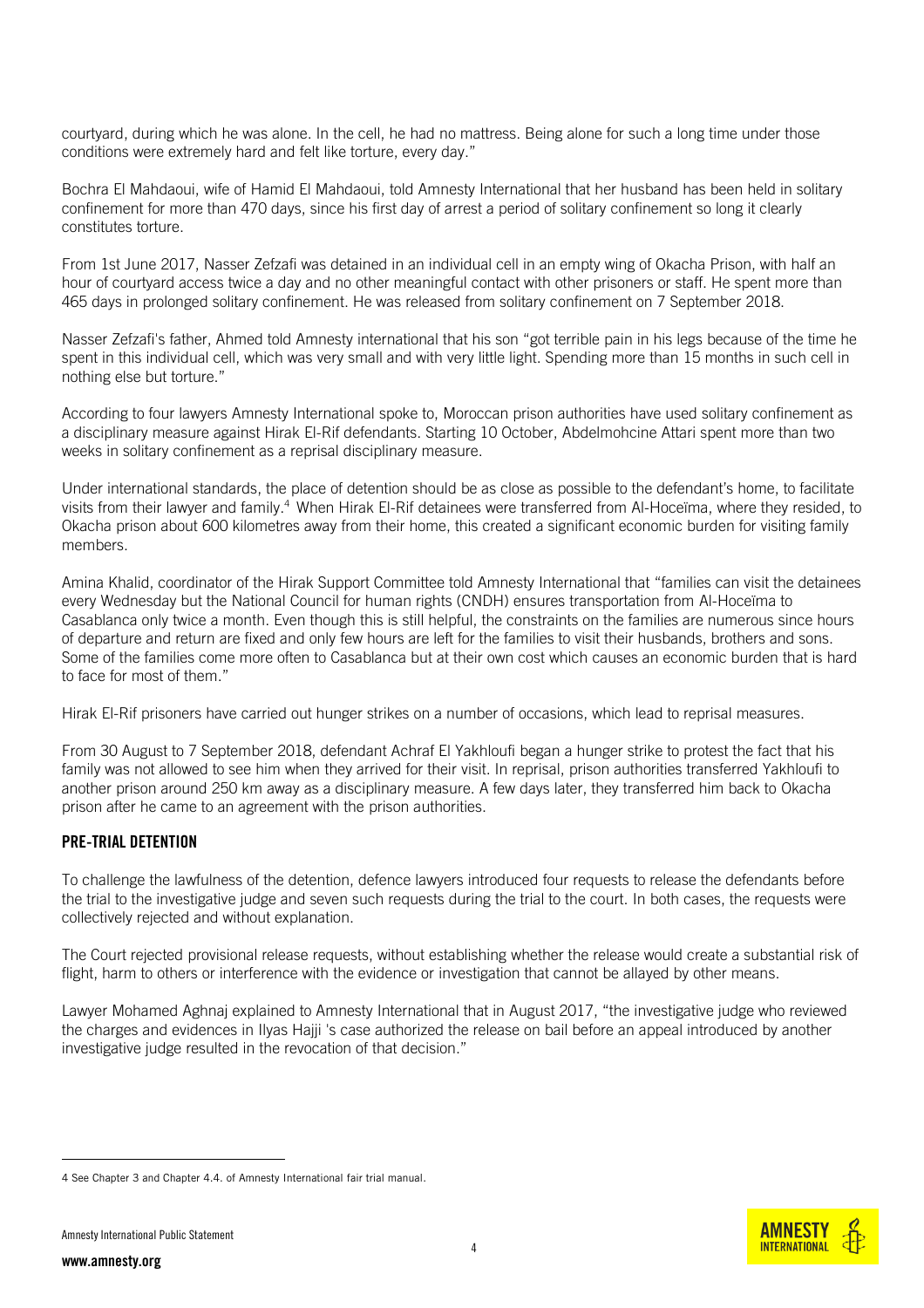courtyard, during which he was alone. In the cell, he had no mattress. Being alone for such a long time under those conditions were extremely hard and felt like torture, every day."

Bochra El Mahdaoui, wife of Hamid El Mahdaoui, told Amnesty International that her husband has been held in solitary confinement for more than 470 days, since his first day of arrest a period of solitary confinement so long it clearly constitutes torture.

From 1st June 2017, Nasser Zefzafi was detained in an individual cell in an empty wing of Okacha Prison, with half an hour of courtyard access twice a day and no other meaningful contact with other prisoners or staff. He spent more than 465 days in prolonged solitary confinement. He was released from solitary confinement on 7 September 2018.

Nasser Zefzafi's father, Ahmed told Amnesty international that his son "got terrible pain in his legs because of the time he spent in this individual cell, which was very small and with very little light. Spending more than 15 months in such cell in nothing else but torture."

According to four lawyers Amnesty International spoke to, Moroccan prison authorities have used solitary confinement as a disciplinary measure against Hirak El-Rif defendants. Starting 10 October, Abdelmohcine Attari spent more than two weeks in solitary confinement as a reprisal disciplinary measure.

Under international standards, the place of detention should be as close as possible to the defendant's home, to facilitate visits from their lawyer and family.[4] When Hirak El-Rif detainees were transferred from Al-Hoceïma, where they resided, to Okacha prison about 600 kilometres away from their home, this created a significant economic burden for visiting family members.

Amina Khalid, coordinator of the Hirak Support Committee told Amnesty International that "families can visit the detainees every Wednesday but the National Council for human rights (CNDH) ensures transportation from Al-Hoceïma to Casablanca only twice a month. Even though this is still helpful, the constraints on the families are numerous since hours of departure and return are fixed and only few hours are left for the families to visit their husbands, brothers and sons. Some of the families come more often to Casablanca but at their own cost which causes an economic burden that is hard to face for most of them."

Hirak El-Rif prisoners have carried out hunger strikes on a number of occasions, which lead to reprisal measures.

From 30 August to 7 September 2018, defendant Achraf El Yakhloufi began a hunger strike to protest the fact that his family was not allowed to see him when they arrived for their visit. In reprisal, prison authorities transferred Yakhloufi to another prison around 250 km away as a disciplinary measure. A few days later, they transferred him back to Okacha prison after he came to an agreement with the prison authorities.

## PRE-TRIAL DETENTION

To challenge the lawfulness of the detention, defence lawyers introduced four requests to release the defendants before the trial to the investigative judge and seven such requests during the trial to the court. In both cases, the requests were collectively rejected and without explanation.

The Court rejected provisional release requests, without establishing whether the release would create a substantial risk of flight, harm to others or interference with the evidence or investigation that cannot be allayed by other means.

Lawyer Mohamed Aghnaj explained to Amnesty International that in August 2017, "the investigative judge who reviewed the charges and evidences in Ilyas Hajji 's case authorized the release on bail before an appeal introduced by another investigative judge resulted in the revocation of that decision."

---

[4] See Chapter 3 and Chapter 4.4. of Amnesty International fair trial manual.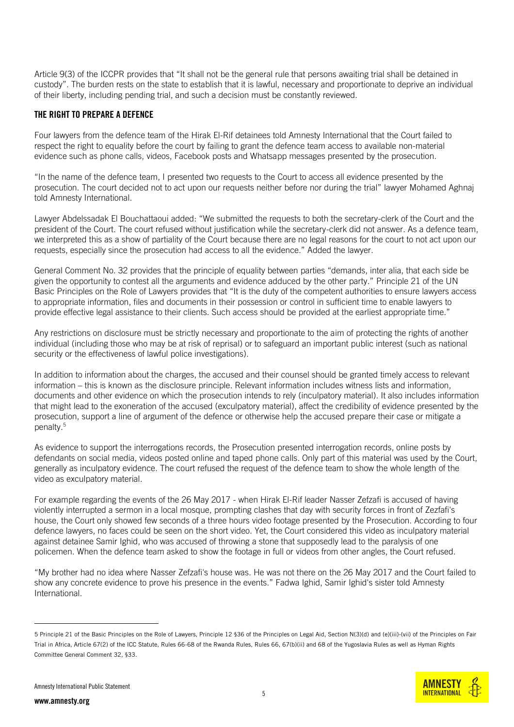Article 9(3) of the ICCPR provides that "It shall not be the general rule that persons awaiting trial shall be detained in custody". The burden rests on the state to establish that it is lawful, necessary and proportionate to deprive an individual of their liberty, including pending trial, and such a decision must be constantly reviewed.

## THE RIGHT TO PREPARE A DEFENCE

Four lawyers from the defence team of the Hirak El-Rif detainees told Amnesty International that the Court failed to respect the right to equality before the court by failing to grant the defence team access to available non-material evidence such as phone calls, videos, Facebook posts and Whatsapp messages presented by the prosecution.

"In the name of the defence team, I presented two requests to the Court to access all evidence presented by the prosecution. The court decided not to act upon our requests neither before nor during the trial" lawyer Mohamed Aghnaj told Amnesty International.

Lawyer Abdelssadak El Bouchattaoui added: "We submitted the requests to both the secretary-clerk of the Court and the president of the Court. The court refused without justification while the secretary-clerk did not answer. As a defence team, we interpreted this as a show of partiality of the Court because there are no legal reasons for the court to not act upon our requests, especially since the prosecution had access to all the evidence." Added the lawyer.

General Comment No. 32 provides that the principle of equality between parties "demands, inter alia, that each side be given the opportunity to contest all the arguments and evidence adduced by the other party." Principle 21 of the UN Basic Principles on the Role of Lawyers provides that "It is the duty of the competent authorities to ensure lawyers access to appropriate information, files and documents in their possession or control in sufficient time to enable lawyers to provide effective legal assistance to their clients. Such access should be provided at the earliest appropriate time."

Any restrictions on disclosure must be strictly necessary and proportionate to the aim of protecting the rights of another individual (including those who may be at risk of reprisal) or to safeguard an important public interest (such as national security or the effectiveness of lawful police investigations).

In addition to information about the charges, the accused and their counsel should be granted timely access to relevant information – this is known as the disclosure principle. Relevant information includes witness lists and information, documents and other evidence on which the prosecution intends to rely (inculpatory material). It also includes information that might lead to the exoneration of the accused (exculpatory material), affect the credibility of evidence presented by the prosecution, support a line of argument of the defence or otherwise help the accused prepare their case or mitigate a penalty.[5]

As evidence to support the interrogations records, the Prosecution presented interrogation records, online posts by defendants on social media, videos posted online and taped phone calls. Only part of this material was used by the Court, generally as inculpatory evidence. The court refused the request of the defence team to show the whole length of the video as exculpatory material.

For example regarding the events of the 26 May 2017 - when Hirak El-Rif leader Nasser Zefzafi is accused of having violently interrupted a sermon in a local mosque, prompting clashes that day with security forces in front of Zezfafi's house, the Court only showed few seconds of a three hours video footage presented by the Prosecution. According to four defence lawyers, no faces could be seen on the short video. Yet, the Court considered this video as inculpatory material against detainee Samir Ighid, who was accused of throwing a stone that supposedly lead to the paralysis of one policemen. When the defence team asked to show the footage in full or videos from other angles, the Court refused.

"My brother had no idea where Nasser Zefzafi's house was. He was not there on the 26 May 2017 and the Court failed to show any concrete evidence to prove his presence in the events." Fadwa Ighid, Samir Ighid's sister told Amnesty International.

---

5 Principle 21 of the Basic Principles on the Role of Lawyers, Principle 12 §36 of the Principles on Legal Aid, Section N(3)(d) and (e)(iii)-(vii) of the Principles on Fair Trial in Africa, Article 67(2) of the ICC Statute, Rules 66-68 of the Rwanda Rules, Rules 66, 67(b)(ii) and 68 of the Yugoslavia Rules as well as Hyman Rights Committee General Comment 32, §33.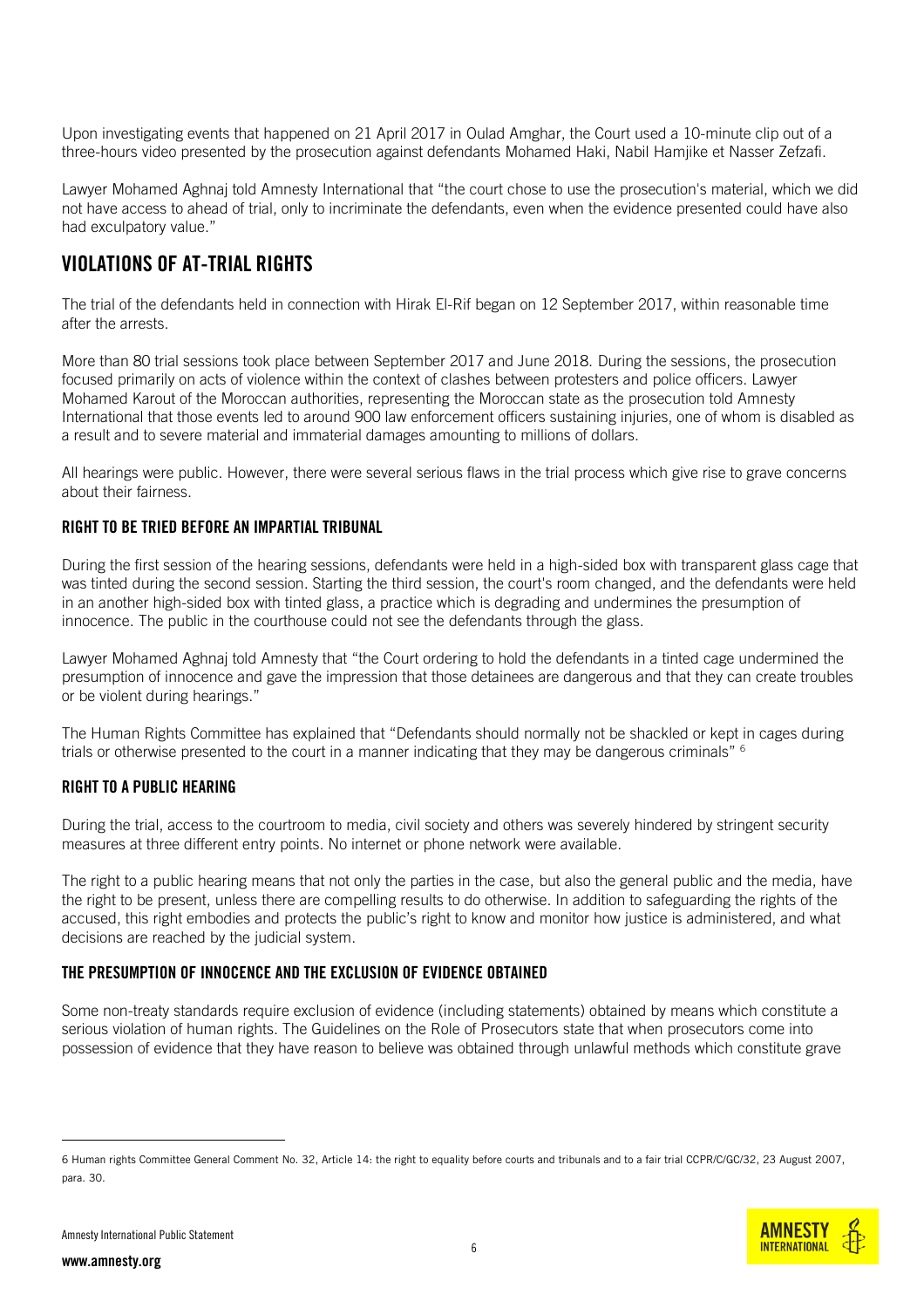Upon investigating events that happened on 21 April 2017 in Oulad Amghar, the Court used a 10-minute clip out of a three-hours video presented by the prosecution against defendants Mohamed Haki, Nabil Hamjike et Nasser Zefzafi.

Lawyer Mohamed Aghnaj told Amnesty International that "the court chose to use the prosecution's material, which we did not have access to ahead of trial, only to incriminate the defendants, even when the evidence presented could have also had exculpatory value."

## VIOLATIONS OF AT-TRIAL RIGHTS

The trial of the defendants held in connection with Hirak El-Rif began on 12 September 2017, within reasonable time after the arrests.

More than 80 trial sessions took place between September 2017 and June 2018. During the sessions, the prosecution focused primarily on acts of violence within the context of clashes between protesters and police officers. Lawyer Mohamed Karout of the Moroccan authorities, representing the Moroccan state as the prosecution told Amnesty International that those events led to around 900 law enforcement officers sustaining injuries, one of whom is disabled as a result and to severe material and immaterial damages amounting to millions of dollars.

All hearings were public. However, there were several serious flaws in the trial process which give rise to grave concerns about their fairness.

### RIGHT TO BE TRIED BEFORE AN IMPARTIAL TRIBUNAL

During the first session of the hearing sessions, defendants were held in a high-sided box with transparent glass cage that was tinted during the second session. Starting the third session, the court's room changed, and the defendants were held in an another high-sided box with tinted glass, a practice which is degrading and undermines the presumption of innocence. The public in the courthouse could not see the defendants through the glass.

Lawyer Mohamed Aghnaj told Amnesty that "the Court ordering to hold the defendants in a tinted cage undermined the presumption of innocence and gave the impression that those detainees are dangerous and that they can create troubles or be violent during hearings."

The Human Rights Committee has explained that "Defendants should normally not be shackled or kept in cages during trials or otherwise presented to the court in a manner indicating that they may be dangerous criminals" [6]

### RIGHT TO A PUBLIC HEARING

During the trial, access to the courtroom to media, civil society and others was severely hindered by stringent security measures at three different entry points. No internet or phone network were available.

The right to a public hearing means that not only the parties in the case, but also the general public and the media, have the right to be present, unless there are compelling results to do otherwise. In addition to safeguarding the rights of the accused, this right embodies and protects the public's right to know and monitor how justice is administered, and what decisions are reached by the judicial system.

### THE PRESUMPTION OF INNOCENCE AND THE EXCLUSION OF EVIDENCE OBTAINED

Some non-treaty standards require exclusion of evidence (including statements) obtained by means which constitute a serious violation of human rights. The Guidelines on the Role of Prosecutors state that when prosecutors come into possession of evidence that they have reason to believe was obtained through unlawful methods which constitute grave

---

6 Human rights Committee General Comment No. 32, Article 14: the right to equality before courts and tribunals and to a fair trial CCPR/C/GC/32, 23 August 2007, para. 30.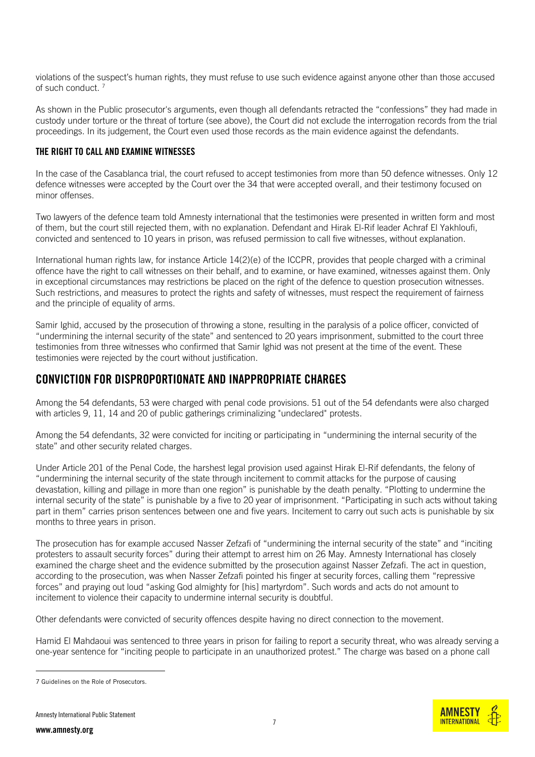violations of the suspect's human rights, they must refuse to use such evidence against anyone other than those accused of such conduct. [7]

As shown in the Public prosecutor's arguments, even though all defendants retracted the "confessions" they had made in custody under torture or the threat of torture (see above), the Court did not exclude the interrogation records from the trial proceedings. In its judgement, the Court even used those records as the main evidence against the defendants.

### THE RIGHT TO CALL AND EXAMINE WITNESSES

In the case of the Casablanca trial, the court refused to accept testimonies from more than 50 defence witnesses. Only 12 defence witnesses were accepted by the Court over the 34 that were accepted overall, and their testimony focused on minor offenses.

Two lawyers of the defence team told Amnesty international that the testimonies were presented in written form and most of them, but the court still rejected them, with no explanation. Defendant and Hirak El-Rif leader Achraf El Yakhloufi, convicted and sentenced to 10 years in prison, was refused permission to call five witnesses, without explanation.

International human rights law, for instance Article 14(2)(e) of the ICCPR, provides that people charged with a criminal offence have the right to call witnesses on their behalf, and to examine, or have examined, witnesses against them. Only in exceptional circumstances may restrictions be placed on the right of the defence to question prosecution witnesses. Such restrictions, and measures to protect the rights and safety of witnesses, must respect the requirement of fairness and the principle of equality of arms.

Samir Ighid, accused by the prosecution of throwing a stone, resulting in the paralysis of a police officer, convicted of "undermining the internal security of the state" and sentenced to 20 years imprisonment, submitted to the court three testimonies from three witnesses who confirmed that Samir Ighid was not present at the time of the event. These testimonies were rejected by the court without justification.

## CONVICTION FOR DISPROPORTIONATE AND INAPPROPRIATE CHARGES

Among the 54 defendants, 53 were charged with penal code provisions. 51 out of the 54 defendants were also charged with articles 9, 11, 14 and 20 of public gatherings criminalizing "undeclared" protests.

Among the 54 defendants, 32 were convicted for inciting or participating in "undermining the internal security of the state" and other security related charges.

Under Article 201 of the Penal Code, the harshest legal provision used against Hirak El-Rif defendants, the felony of "undermining the internal security of the state through incitement to commit attacks for the purpose of causing devastation, killing and pillage in more than one region" is punishable by the death penalty. "Plotting to undermine the internal security of the state" is punishable by a five to 20 year of imprisonment. "Participating in such acts without taking part in them" carries prison sentences between one and five years. Incitement to carry out such acts is punishable by six months to three years in prison.

The prosecution has for example accused Nasser Zefzafi of "undermining the internal security of the state" and "inciting protesters to assault security forces" during their attempt to arrest him on 26 May. Amnesty International has closely examined the charge sheet and the evidence submitted by the prosecution against Nasser Zefzafi. The act in question, according to the prosecution, was when Nasser Zefzafi pointed his finger at security forces, calling them "repressive forces" and praying out loud "asking God almighty for [his] martyrdom". Such words and acts do not amount to incitement to violence their capacity to undermine internal security is doubtful.

Other defendants were convicted of security offences despite having no direct connection to the movement.

Hamid El Mahdaoui was sentenced to three years in prison for failing to report a security threat, who was already serving a one-year sentence for "inciting people to participate in an unauthorized protest." The charge was based on a phone call

---

7 Guidelines on the Role of Prosecutors.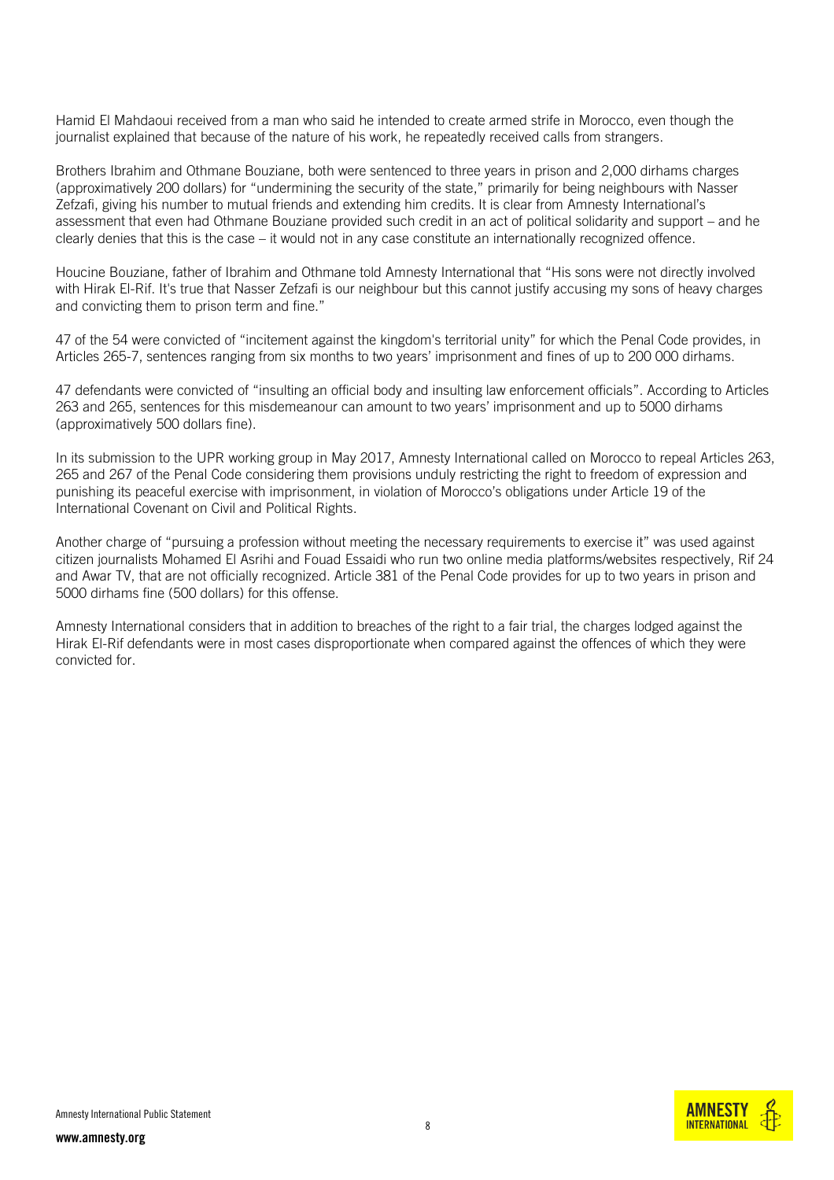Hamid El Mahdaoui received from a man who said he intended to create armed strife in Morocco, even though the journalist explained that because of the nature of his work, he repeatedly received calls from strangers.

Brothers Ibrahim and Othmane Bouziane, both were sentenced to three years in prison and 2,000 dirhams charges (approximatively 200 dollars) for "undermining the security of the state," primarily for being neighbours with Nasser Zefzafi, giving his number to mutual friends and extending him credits. It is clear from Amnesty International's assessment that even had Othmane Bouziane provided such credit in an act of political solidarity and support – and he clearly denies that this is the case – it would not in any case constitute an internationally recognized offence.

Houcine Bouziane, father of Ibrahim and Othmane told Amnesty International that "His sons were not directly involved with Hirak El-Rif. It's true that Nasser Zefzafi is our neighbour but this cannot justify accusing my sons of heavy charges and convicting them to prison term and fine."

47 of the 54 were convicted of "incitement against the kingdom's territorial unity" for which the Penal Code provides, in Articles 265-7, sentences ranging from six months to two years' imprisonment and fines of up to 200 000 dirhams.

47 defendants were convicted of "insulting an official body and insulting law enforcement officials". According to Articles 263 and 265, sentences for this misdemeanour can amount to two years' imprisonment and up to 5000 dirhams (approximatively 500 dollars fine).

In its submission to the UPR working group in May 2017, Amnesty International called on Morocco to repeal Articles 263, 265 and 267 of the Penal Code considering them provisions unduly restricting the right to freedom of expression and punishing its peaceful exercise with imprisonment, in violation of Morocco's obligations under Article 19 of the International Covenant on Civil and Political Rights.

Another charge of "pursuing a profession without meeting the necessary requirements to exercise it" was used against citizen journalists Mohamed El Asrihi and Fouad Essaidi who run two online media platforms/websites respectively, Rif 24 and Awar TV, that are not officially recognized. Article 381 of the Penal Code provides for up to two years in prison and 5000 dirhams fine (500 dollars) for this offense.

Amnesty International considers that in addition to breaches of the right to a fair trial, the charges lodged against the Hirak El-Rif defendants were in most cases disproportionate when compared against the offences of which they were convicted for.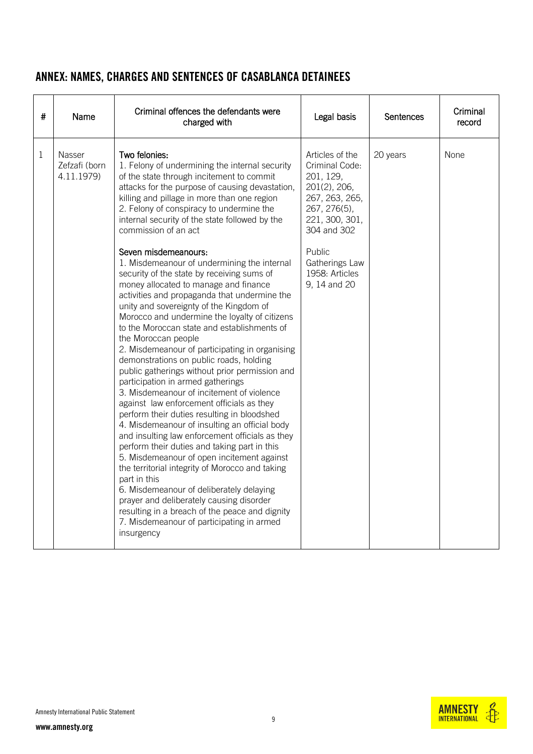## ANNEX: NAMES, CHARGES AND SENTENCES OF CASABLANCA DETAINEES

| # | Name | Criminal offences the defendants were charged with | Legal basis | Sentences | Criminal record |
|---|---|---|---|---|---|
| 1 | Nasser Zefzafi (born 4.11.1979) | **Two felonies:**<br>1. Felony of undermining the internal security of the state through incitement to commit attacks for the purpose of causing devastation, killing and pillage in more than one region<br>2. Felony of conspiracy to undermine the internal security of the state followed by the commission of an act<br><br>**Seven misdemeanours:**<br>1. Misdemeanour of undermining the internal security of the state by receiving sums of money allocated to manage and finance activities and propaganda that undermine the unity and sovereignty of the Kingdom of Morocco and undermine the loyalty of citizens to the Moroccan state and establishments of the Moroccan people<br>2. Misdemeanour of participating in organising demonstrations on public roads, holding public gatherings without prior permission and participation in armed gatherings<br>3. Misdemeanour of incitement of violence against law enforcement officials as they perform their duties resulting in bloodshed<br>4. Misdemeanour of insulting an official body and insulting law enforcement officials as they perform their duties and taking part in this<br>5. Misdemeanour of open incitement against the territorial integrity of Morocco and taking part in this<br>6. Misdemeanour of deliberately delaying prayer and deliberately causing disorder resulting in a breach of the peace and dignity<br>7. Misdemeanour of participating in armed insurgency | Articles of the Criminal Code: 201, 129, 201(2), 206, 267, 263, 265, 267, 276(5), 221, 300, 301, 304 and 302<br><br>Public Gatherings Law 1958: Articles 9, 14 and 20 | 20 years | None |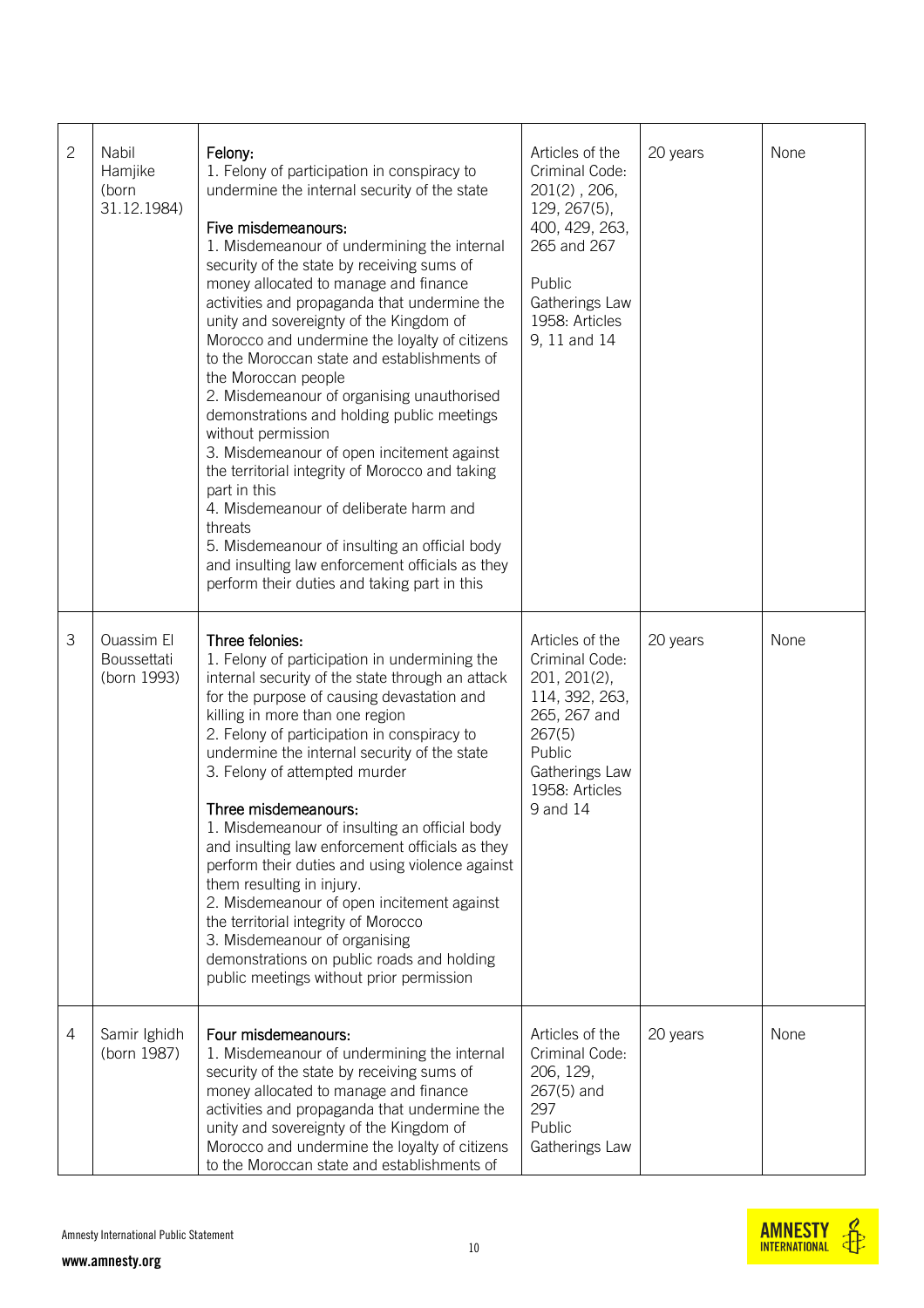| 2 | Nabil Hamjike (born 31.12.1984) | Felony:<br>1. Felony of participation in conspiracy to undermine the internal security of the state<br><br>Five misdemeanours:<br>1. Misdemeanour of undermining the internal security of the state by receiving sums of money allocated to manage and finance activities and propaganda that undermine the unity and sovereignty of the Kingdom of Morocco and undermine the loyalty of citizens to the Moroccan state and establishments of the Moroccan people<br>2. Misdemeanour of organising unauthorised demonstrations and holding public meetings without permission<br>3. Misdemeanour of open incitement against the territorial integrity of Morocco and taking part in this<br>4. Misdemeanour of deliberate harm and threats<br>5. Misdemeanour of insulting an official body and insulting law enforcement officials as they perform their duties and taking part in this | Articles of the Criminal Code: 201(2) , 206, 129, 267(5), 400, 429, 263, 265 and 267<br><br>Public Gatherings Law 1958: Articles 9, 11 and 14 | 20 years | None |
|---|---|---|---|---|---|
| 3 | Ouassim El Boussettati (born 1993) | Three felonies:<br>1. Felony of participation in undermining the internal security of the state through an attack for the purpose of causing devastation and killing in more than one region<br>2. Felony of participation in conspiracy to undermine the internal security of the state<br>3. Felony of attempted murder<br><br>Three misdemeanours:<br>1. Misdemeanour of insulting an official body and insulting law enforcement officials as they perform their duties and using violence against them resulting in injury.<br>2. Misdemeanour of open incitement against the territorial integrity of Morocco<br>3. Misdemeanour of organising demonstrations on public roads and holding public meetings without prior permission | Articles of the Criminal Code: 201, 201(2), 114, 392, 263, 265, 267 and 267(5)<br>Public Gatherings Law 1958: Articles 9 and 14 | 20 years | None |
| 4 | Samir Ighidh (born 1987) | Four misdemeanours:<br>1. Misdemeanour of undermining the internal security of the state by receiving sums of money allocated to manage and finance activities and propaganda that undermine the unity and sovereignty of the Kingdom of Morocco and undermine the loyalty of citizens to the Moroccan state and establishments of | Articles of the Criminal Code: 206, 129, 267(5) and 297<br>Public Gatherings Law | 20 years | None |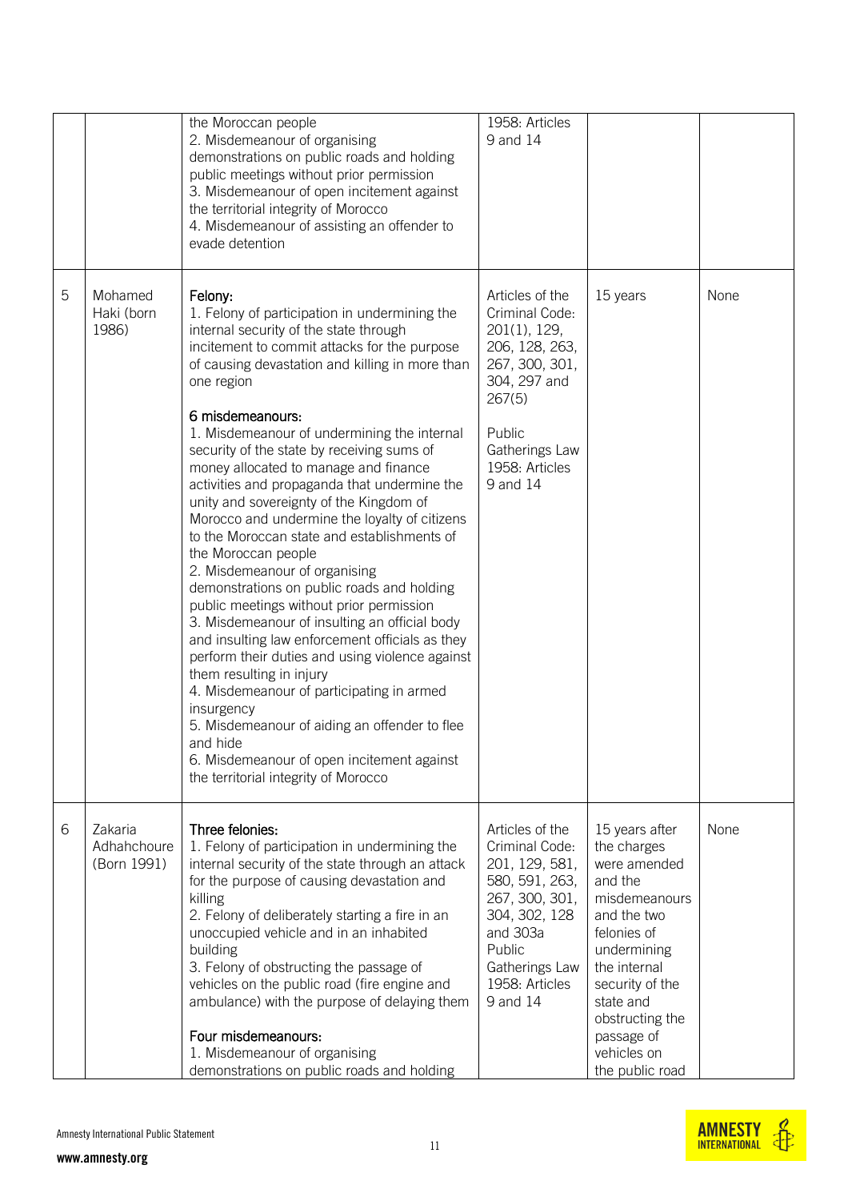| | | | | | |
|---|---|---|---|---|---|
| | | the Moroccan people<br>2. Misdemeanour of organising demonstrations on public roads and holding public meetings without prior permission<br>3. Misdemeanour of open incitement against the territorial integrity of Morocco<br>4. Misdemeanour of assisting an offender to evade detention | 1958: Articles 9 and 14 | | |
| 5 | Mohamed Haki (born 1986) | Felony:<br>1. Felony of participation in undermining the internal security of the state through incitement to commit attacks for the purpose of causing devastation and killing in more than one region<br><br>6 misdemeanours:<br>1. Misdemeanour of undermining the internal security of the state by receiving sums of money allocated to manage and finance activities and propaganda that undermine the unity and sovereignty of the Kingdom of Morocco and undermine the loyalty of citizens to the Moroccan state and establishments of the Moroccan people<br>2. Misdemeanour of organising demonstrations on public roads and holding public meetings without prior permission<br>3. Misdemeanour of insulting an official body and insulting law enforcement officials as they perform their duties and using violence against them resulting in injury<br>4. Misdemeanour of participating in armed insurgency<br>5. Misdemeanour of aiding an offender to flee and hide<br>6. Misdemeanour of open incitement against the territorial integrity of Morocco | Articles of the Criminal Code: 201(1), 129, 206, 128, 263, 267, 300, 301, 304, 297 and 267(5)<br><br>Public Gatherings Law 1958: Articles 9 and 14 | 15 years | None |
| 6 | Zakaria Adhahchoure (Born 1991) | Three felonies:<br>1. Felony of participation in undermining the internal security of the state through an attack for the purpose of causing devastation and killing<br>2. Felony of deliberately starting a fire in an unoccupied vehicle and in an inhabited building<br>3. Felony of obstructing the passage of vehicles on the public road (fire engine and ambulance) with the purpose of delaying them<br><br>Four misdemeanours:<br>1. Misdemeanour of organising demonstrations on public roads and holding | Articles of the Criminal Code: 201, 129, 581, 580, 591, 263, 267, 300, 301, 304, 302, 128 and 303a Public Gatherings Law 1958: Articles 9 and 14 | 15 years after the charges were amended and the misdemeanours and the two felonies of undermining the internal security of the state and obstructing the passage of vehicles on the public road | None |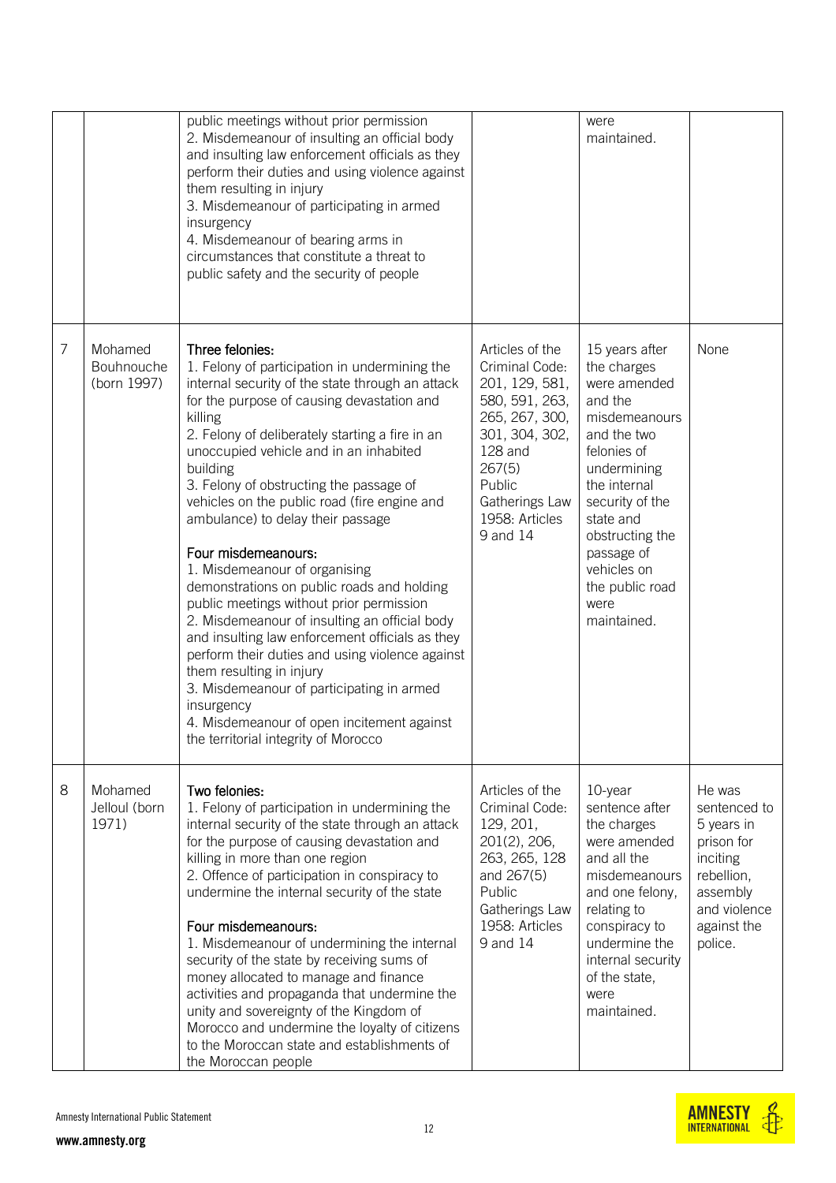| | | public meetings without prior permission<br>2. Misdemeanour of insulting an official body and insulting law enforcement officials as they perform their duties and using violence against them resulting in injury<br>3. Misdemeanour of participating in armed insurgency<br>4. Misdemeanour of bearing arms in circumstances that constitute a threat to public safety and the security of people | | were maintained. | |
|---|---|---|---|---|---|
| 7 | Mohamed Bouhnouche (born 1997) | **Three felonies:**<br>1. Felony of participation in undermining the internal security of the state through an attack for the purpose of causing devastation and killing<br>2. Felony of deliberately starting a fire in an unoccupied vehicle and in an inhabited building<br>3. Felony of obstructing the passage of vehicles on the public road (fire engine and ambulance) to delay their passage<br><br>**Four misdemeanours:**<br>1. Misdemeanour of organising demonstrations on public roads and holding public meetings without prior permission<br>2. Misdemeanour of insulting an official body and insulting law enforcement officials as they perform their duties and using violence against them resulting in injury<br>3. Misdemeanour of participating in armed insurgency<br>4. Misdemeanour of open incitement against the territorial integrity of Morocco | Articles of the Criminal Code: 201, 129, 581, 580, 591, 263, 265, 267, 300, 301, 304, 302, 128 and 267(5)<br>Public Gatherings Law 1958: Articles 9 and 14 | 15 years after the charges were amended and the misdemeanours and the two felonies of undermining the internal security of the state and obstructing the passage of vehicles on the public road were maintained. | None |
| 8 | Mohamed Jelloul (born 1971) | **Two felonies:**<br>1. Felony of participation in undermining the internal security of the state through an attack for the purpose of causing devastation and killing in more than one region<br>2. Offence of participation in conspiracy to undermine the internal security of the state<br><br>**Four misdemeanours:**<br>1. Misdemeanour of undermining the internal security of the state by receiving sums of money allocated to manage and finance activities and propaganda that undermine the unity and sovereignty of the Kingdom of Morocco and undermine the loyalty of citizens to the Moroccan state and establishments of the Moroccan people | Articles of the Criminal Code: 129, 201, 201(2), 206, 263, 265, 128 and 267(5)<br>Public Gatherings Law 1958: Articles 9 and 14 | 10-year sentence after the charges were amended and all the misdemeanours and one felony, relating to conspiracy to undermine the internal security of the state, were maintained. | He was sentenced to 5 years in prison for inciting rebellion, assembly and violence against the police. |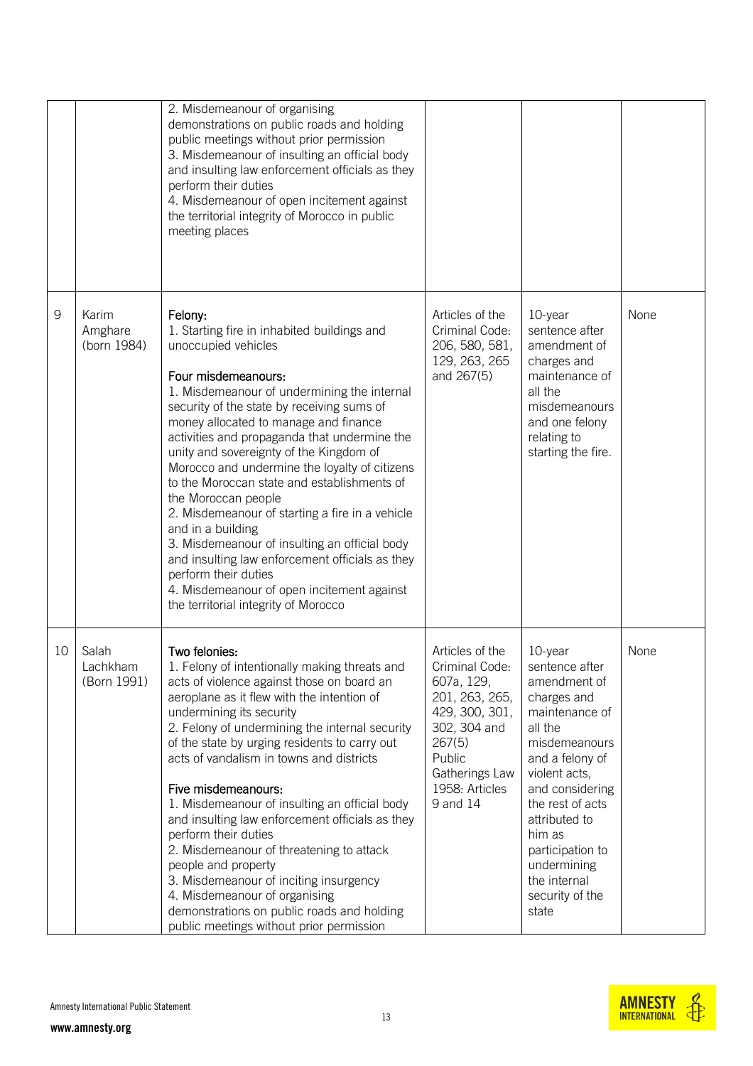| | | | | | |
|---|---|---|---|---|---|
| | | 2. Misdemeanour of organising demonstrations on public roads and holding public meetings without prior permission<br>3. Misdemeanour of insulting an official body and insulting law enforcement officials as they perform their duties<br>4. Misdemeanour of open incitement against the territorial integrity of Morocco in public meeting places | | | |
| 9 | Karim Amghare (born 1984) | **Felony:**<br>1. Starting fire in inhabited buildings and unoccupied vehicles<br><br>**Four misdemeanours:**<br>1. Misdemeanour of undermining the internal security of the state by receiving sums of money allocated to manage and finance activities and propaganda that undermine the unity and sovereignty of the Kingdom of Morocco and undermine the loyalty of citizens to the Moroccan state and establishments of the Moroccan people<br>2. Misdemeanour of starting a fire in a vehicle and in a building<br>3. Misdemeanour of insulting an official body and insulting law enforcement officials as they perform their duties<br>4. Misdemeanour of open incitement against the territorial integrity of Morocco | Articles of the Criminal Code: 206, 580, 581, 129, 263, 265 and 267(5) | 10-year sentence after amendment of charges and maintenance of all the misdemeanours and one felony relating to starting the fire. | None |
| 10 | Salah Lachkham (Born 1991) | **Two felonies:**<br>1. Felony of intentionally making threats and acts of violence against those on board an aeroplane as it flew with the intention of undermining its security<br>2. Felony of undermining the internal security of the state by urging residents to carry out acts of vandalism in towns and districts<br><br>**Five misdemeanours:**<br>1. Misdemeanour of insulting an official body and insulting law enforcement officials as they perform their duties<br>2. Misdemeanour of threatening to attack people and property<br>3. Misdemeanour of inciting insurgency<br>4. Misdemeanour of organising demonstrations on public roads and holding public meetings without prior permission | Articles of the Criminal Code: 607a, 129, 201, 263, 265, 429, 300, 301, 302, 304 and 267(5)<br>Public Gatherings Law 1958: Articles 9 and 14 | 10-year sentence after amendment of charges and maintenance of all the misdemeanours and a felony of violent acts, and considering the rest of acts attributed to him as participation to undermining the internal security of the state | None |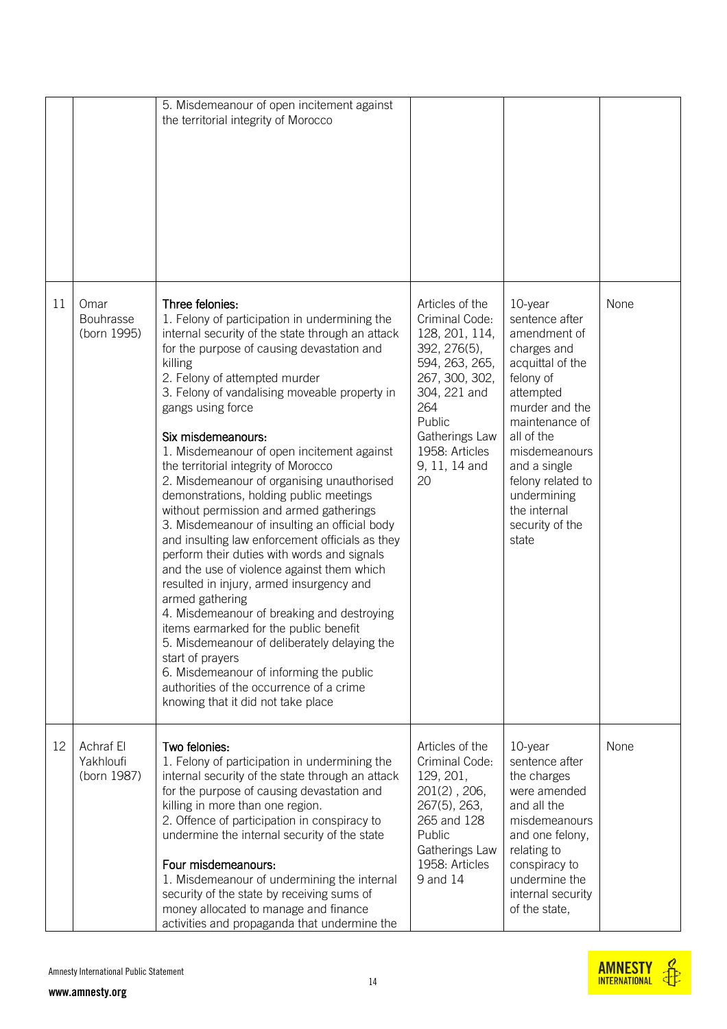| | | | | | |
|---|---|---|---|---|---|
| | | 5. Misdemeanour of open incitement against the territorial integrity of Morocco | | | |
| 11 | Omar Bouhrasse (born 1995) | Three felonies:<br>1. Felony of participation in undermining the internal security of the state through an attack for the purpose of causing devastation and killing<br>2. Felony of attempted murder<br>3. Felony of vandalising moveable property in gangs using force<br><br>Six misdemeanours:<br>1. Misdemeanour of open incitement against the territorial integrity of Morocco<br>2. Misdemeanour of organising unauthorised demonstrations, holding public meetings without permission and armed gatherings<br>3. Misdemeanour of insulting an official body and insulting law enforcement officials as they perform their duties with words and signals and the use of violence against them which resulted in injury, armed insurgency and armed gathering<br>4. Misdemeanour of breaking and destroying items earmarked for the public benefit<br>5. Misdemeanour of deliberately delaying the start of prayers<br>6. Misdemeanour of informing the public authorities of the occurrence of a crime knowing that it did not take place | Articles of the Criminal Code: 128, 201, 114, 392, 276(5), 594, 263, 265, 267, 300, 302, 304, 221 and 264<br>Public Gatherings Law 1958: Articles 9, 11, 14 and 20 | 10-year sentence after amendment of charges and acquittal of the felony of attempted murder and the maintenance of all of the misdemeanours and a single felony related to undermining the internal security of the state | None |
| 12 | Achraf El Yakhloufi (born 1987) | Two felonies:<br>1. Felony of participation in undermining the internal security of the state through an attack for the purpose of causing devastation and killing in more than one region.<br>2. Offence of participation in conspiracy to undermine the internal security of the state<br><br>Four misdemeanours:<br>1. Misdemeanour of undermining the internal security of the state by receiving sums of money allocated to manage and finance activities and propaganda that undermine the | Articles of the Criminal Code: 129, 201, 201(2) , 206, 267(5), 263, 265 and 128<br>Public Gatherings Law 1958: Articles 9 and 14 | 10-year sentence after the charges were amended and all the misdemeanours and one felony, relating to conspiracy to undermine the internal security of the state, | None |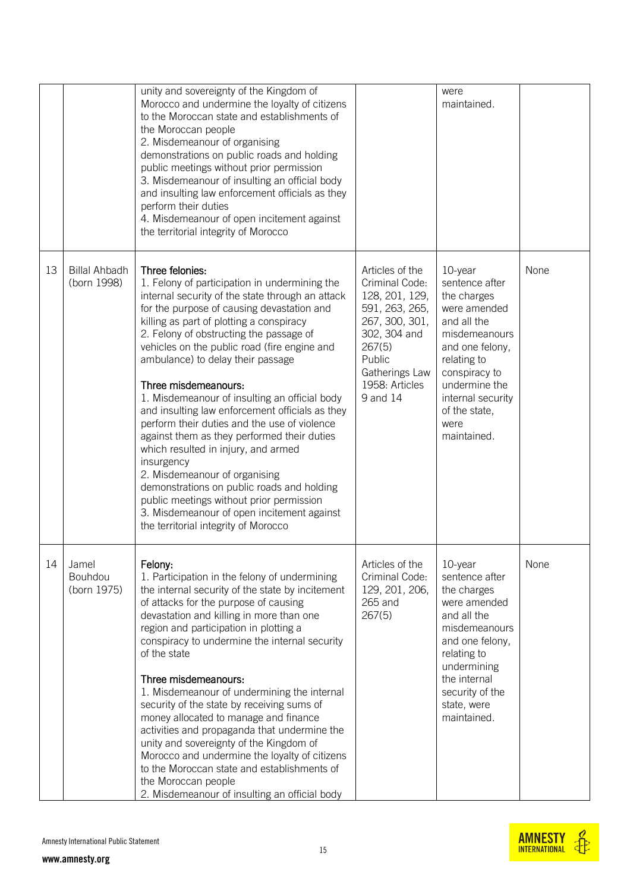| | | unity and sovereignty of the Kingdom of Morocco and undermine the loyalty of citizens to the Moroccan state and establishments of the Moroccan people<br>2. Misdemeanour of organising demonstrations on public roads and holding public meetings without prior permission<br>3. Misdemeanour of insulting an official body and insulting law enforcement officials as they perform their duties<br>4. Misdemeanour of open incitement against the territorial integrity of Morocco | | were maintained. | |
|---|---|---|---|---|---|
| 13 | Billal Ahbadh (born 1998) | Three felonies:<br>1. Felony of participation in undermining the internal security of the state through an attack for the purpose of causing devastation and killing as part of plotting a conspiracy<br>2. Felony of obstructing the passage of vehicles on the public road (fire engine and ambulance) to delay their passage<br><br>Three misdemeanours:<br>1. Misdemeanour of insulting an official body and insulting law enforcement officials as they perform their duties and the use of violence against them as they performed their duties which resulted in injury, and armed insurgency<br>2. Misdemeanour of organising demonstrations on public roads and holding public meetings without prior permission<br>3. Misdemeanour of open incitement against the territorial integrity of Morocco | Articles of the Criminal Code: 128, 201, 129, 591, 263, 265, 267, 300, 301, 302, 304 and 267(5)<br>Public Gatherings Law 1958: Articles 9 and 14 | 10-year sentence after the charges were amended and all the misdemeanours and one felony, relating to conspiracy to undermine the internal security of the state, were maintained. | None |
| 14 | Jamel Bouhdou (born 1975) | Felony:<br>1. Participation in the felony of undermining the internal security of the state by incitement of attacks for the purpose of causing devastation and killing in more than one region and participation in plotting a conspiracy to undermine the internal security of the state<br><br>Three misdemeanours:<br>1. Misdemeanour of undermining the internal security of the state by receiving sums of money allocated to manage and finance activities and propaganda that undermine the unity and sovereignty of the Kingdom of Morocco and undermine the loyalty of citizens to the Moroccan state and establishments of the Moroccan people<br>2. Misdemeanour of insulting an official body | Articles of the Criminal Code: 129, 201, 206, 265 and 267(5) | 10-year sentence after the charges were amended and all the misdemeanours and one felony, relating to undermining the internal security of the state, were maintained. | None |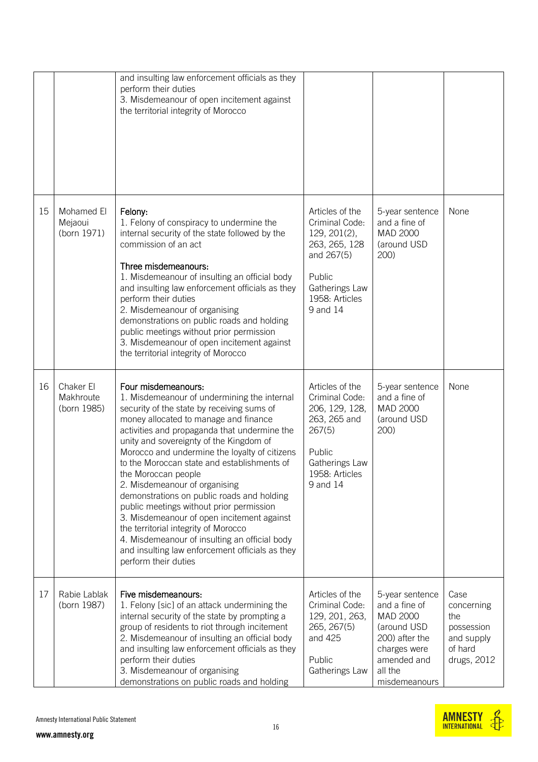|  |  | and insulting law enforcement officials as they perform their duties<br>3. Misdemeanour of open incitement against the territorial integrity of Morocco |  |  |  |
|---|---|---|---|---|---|
| 15 | Mohamed El Mejaoui (born 1971) | **Felony:**<br>1. Felony of conspiracy to undermine the internal security of the state followed by the commission of an act<br><br>**Three misdemeanours:**<br>1. Misdemeanour of insulting an official body and insulting law enforcement officials as they perform their duties<br>2. Misdemeanour of organising demonstrations on public roads and holding public meetings without prior permission<br>3. Misdemeanour of open incitement against the territorial integrity of Morocco | Articles of the Criminal Code: 129, 201(2), 263, 265, 128 and 267(5)<br><br>Public Gatherings Law 1958: Articles 9 and 14 | 5-year sentence and a fine of MAD 2000 (around USD 200) | None |
| 16 | Chaker El Makhroute (born 1985) | **Four misdemeanours:**<br>1. Misdemeanour of undermining the internal security of the state by receiving sums of money allocated to manage and finance activities and propaganda that undermine the unity and sovereignty of the Kingdom of Morocco and undermine the loyalty of citizens to the Moroccan state and establishments of the Moroccan people<br>2. Misdemeanour of organising demonstrations on public roads and holding public meetings without prior permission<br>3. Misdemeanour of open incitement against the territorial integrity of Morocco<br>4. Misdemeanour of insulting an official body and insulting law enforcement officials as they perform their duties | Articles of the Criminal Code: 206, 129, 128, 263, 265 and 267(5)<br><br>Public Gatherings Law 1958: Articles 9 and 14 | 5-year sentence and a fine of MAD 2000 (around USD 200) | None |
| 17 | Rabie Lablak (born 1987) | **Five misdemeanours:**<br>1. Felony [sic] of an attack undermining the internal security of the state by prompting a group of residents to riot through incitement<br>2. Misdemeanour of insulting an official body and insulting law enforcement officials as they perform their duties<br>3. Misdemeanour of organising demonstrations on public roads and holding | Articles of the Criminal Code: 129, 201, 263, 265, 267(5) and 425<br><br>Public Gatherings Law | 5-year sentence and a fine of MAD 2000 (around USD 200) after the charges were amended and all the misdemeanours | Case concerning the possession and supply of hard drugs, 2012 |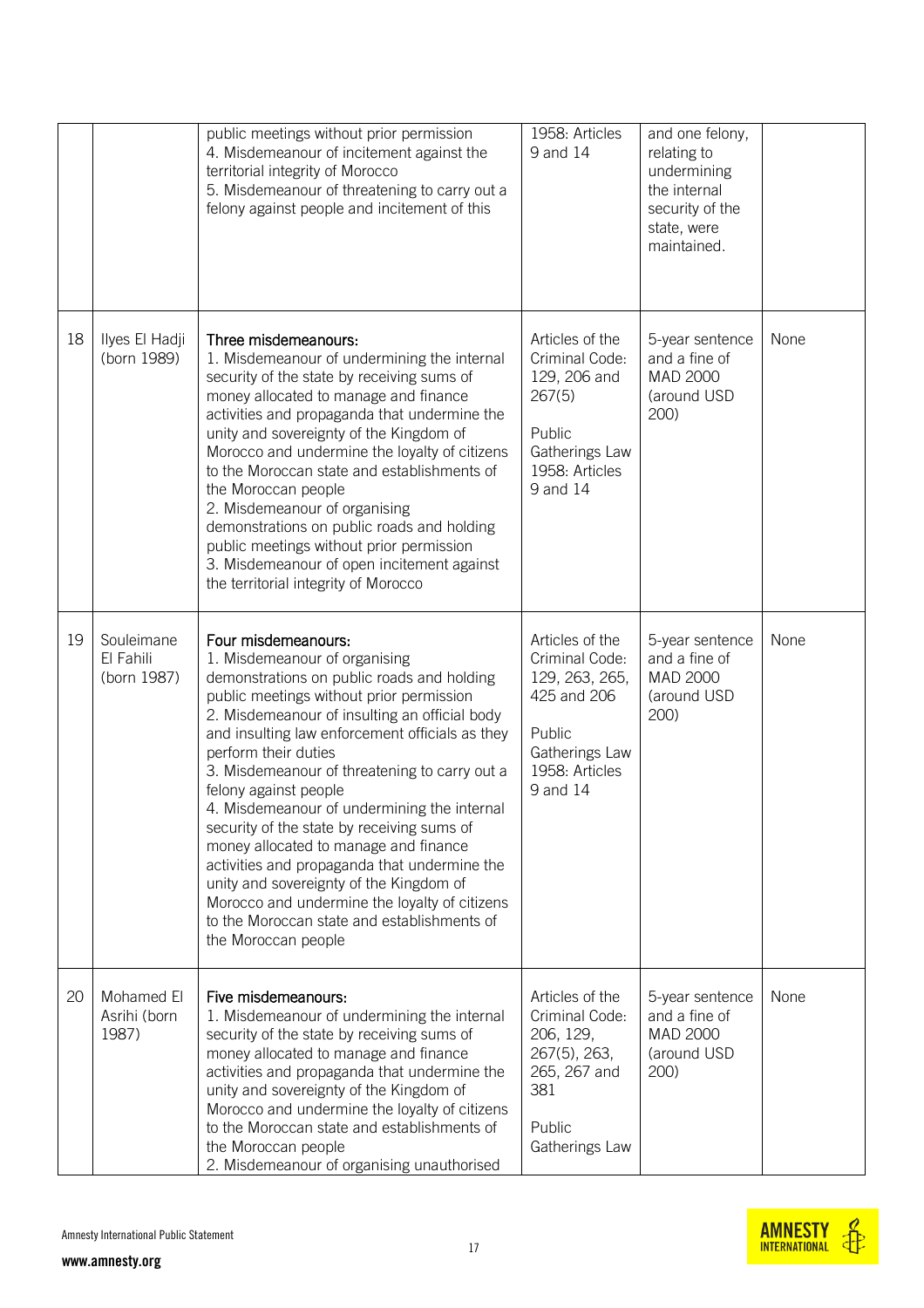| | | | | | |
|---|---|---|---|---|---|
| | | public meetings without prior permission<br>4. Misdemeanour of incitement against the territorial integrity of Morocco<br>5. Misdemeanour of threatening to carry out a felony against people and incitement of this | 1958: Articles 9 and 14 | and one felony, relating to undermining the internal security of the state, were maintained. | |
| 18 | Ilyes El Hadji (born 1989) | Three misdemeanours:<br>1. Misdemeanour of undermining the internal security of the state by receiving sums of money allocated to manage and finance activities and propaganda that undermine the unity and sovereignty of the Kingdom of Morocco and undermine the loyalty of citizens to the Moroccan state and establishments of the Moroccan people<br>2. Misdemeanour of organising demonstrations on public roads and holding public meetings without prior permission<br>3. Misdemeanour of open incitement against the territorial integrity of Morocco | Articles of the Criminal Code: 129, 206 and 267(5)<br><br>Public Gatherings Law 1958: Articles 9 and 14 | 5-year sentence and a fine of MAD 2000 (around USD 200) | None |
| 19 | Souleimane El Fahili (born 1987) | Four misdemeanours:<br>1. Misdemeanour of organising demonstrations on public roads and holding public meetings without prior permission<br>2. Misdemeanour of insulting an official body and insulting law enforcement officials as they perform their duties<br>3. Misdemeanour of threatening to carry out a felony against people<br>4. Misdemeanour of undermining the internal security of the state by receiving sums of money allocated to manage and finance activities and propaganda that undermine the unity and sovereignty of the Kingdom of Morocco and undermine the loyalty of citizens to the Moroccan state and establishments of the Moroccan people | Articles of the Criminal Code: 129, 263, 265, 425 and 206<br><br>Public Gatherings Law 1958: Articles 9 and 14 | 5-year sentence and a fine of MAD 2000 (around USD 200) | None |
| 20 | Mohamed El Asrihi (born 1987) | Five misdemeanours:<br>1. Misdemeanour of undermining the internal security of the state by receiving sums of money allocated to manage and finance activities and propaganda that undermine the unity and sovereignty of the Kingdom of Morocco and undermine the loyalty of citizens to the Moroccan state and establishments of the Moroccan people<br>2. Misdemeanour of organising unauthorised | Articles of the Criminal Code: 206, 129, 267(5), 263, 265, 267 and 381<br><br>Public Gatherings Law | 5-year sentence and a fine of MAD 2000 (around USD 200) | None |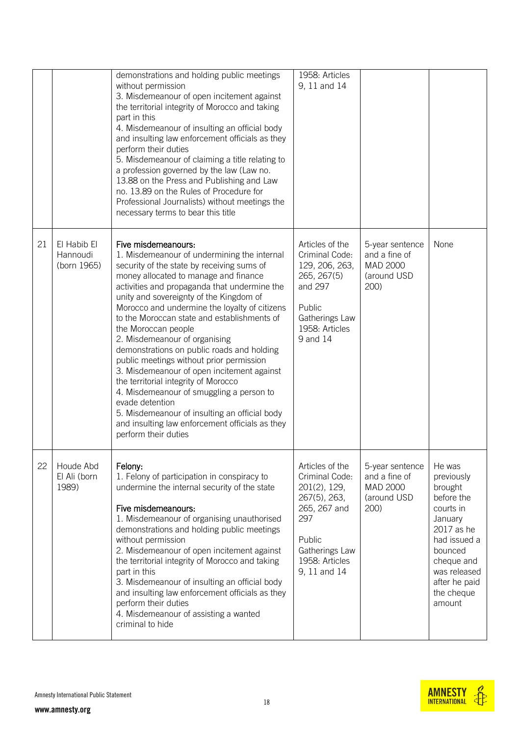| | | demonstrations and holding public meetings without permission<br>3. Misdemeanour of open incitement against the territorial integrity of Morocco and taking part in this<br>4. Misdemeanour of insulting an official body and insulting law enforcement officials as they perform their duties<br>5. Misdemeanour of claiming a title relating to a profession governed by the law (Law no. 13.88 on the Press and Publishing and Law no. 13.89 on the Rules of Procedure for Professional Journalists) without meetings the necessary terms to bear this title | 1958: Articles 9, 11 and 14 | | |
|---|---|---|---|---|---|
| 21 | El Habib El Hannoudi (born 1965) | **Five misdemeanours:**<br>1. Misdemeanour of undermining the internal security of the state by receiving sums of money allocated to manage and finance activities and propaganda that undermine the unity and sovereignty of the Kingdom of Morocco and undermine the loyalty of citizens to the Moroccan state and establishments of the Moroccan people<br>2. Misdemeanour of organising demonstrations on public roads and holding public meetings without prior permission<br>3. Misdemeanour of open incitement against the territorial integrity of Morocco<br>4. Misdemeanour of smuggling a person to evade detention<br>5. Misdemeanour of insulting an official body and insulting law enforcement officials as they perform their duties | Articles of the Criminal Code: 129, 206, 263, 265, 267(5) and 297<br><br>Public Gatherings Law 1958: Articles 9 and 14 | 5-year sentence and a fine of MAD 2000 (around USD 200) | None |
| 22 | Houde Abd El Ali (born 1989) | **Felony:**<br>1. Felony of participation in conspiracy to undermine the internal security of the state<br><br>**Five misdemeanours:**<br>1. Misdemeanour of organising unauthorised demonstrations and holding public meetings without permission<br>2. Misdemeanour of open incitement against the territorial integrity of Morocco and taking part in this<br>3. Misdemeanour of insulting an official body and insulting law enforcement officials as they perform their duties<br>4. Misdemeanour of assisting a wanted criminal to hide | Articles of the Criminal Code: 201(2), 129, 267(5), 263, 265, 267 and 297<br><br>Public Gatherings Law 1958: Articles 9, 11 and 14 | 5-year sentence and a fine of MAD 2000 (around USD 200) | He was previously brought before the courts in January 2017 as he had issued a bounced cheque and was released after he paid the cheque amount |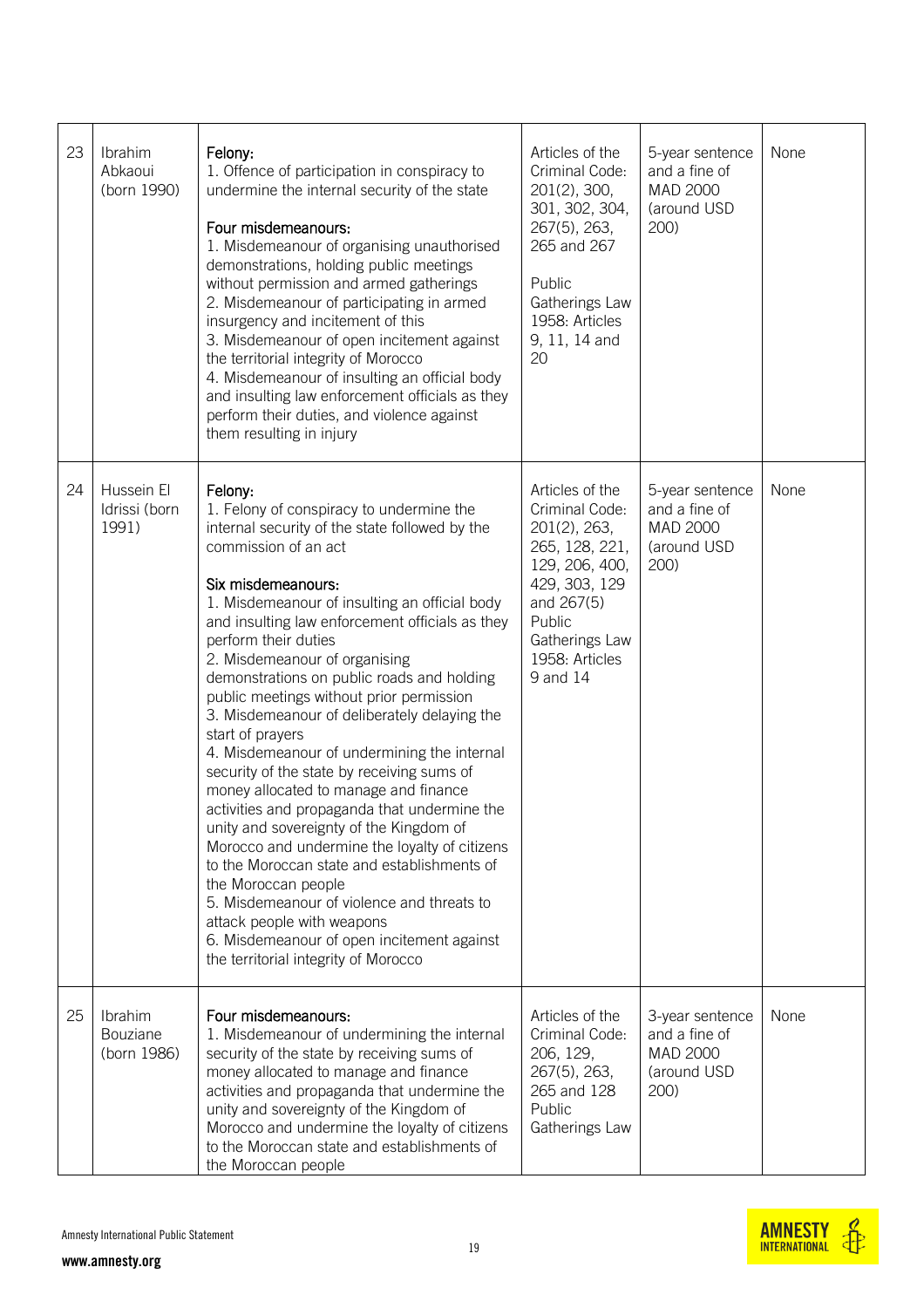| 23 | Ibrahim Abkaoui (born 1990) | Felony:<br>1. Offence of participation in conspiracy to undermine the internal security of the state<br><br>Four misdemeanours:<br>1. Misdemeanour of organising unauthorised demonstrations, holding public meetings without permission and armed gatherings<br>2. Misdemeanour of participating in armed insurgency and incitement of this<br>3. Misdemeanour of open incitement against the territorial integrity of Morocco<br>4. Misdemeanour of insulting an official body and insulting law enforcement officials as they perform their duties, and violence against them resulting in injury | Articles of the Criminal Code: 201(2), 300, 301, 302, 304, 267(5), 263, 265 and 267<br><br>Public Gatherings Law 1958: Articles 9, 11, 14 and 20 | 5-year sentence and a fine of MAD 2000 (around USD 200) | None |
|---|---|---|---|---|---|
| 24 | Hussein El Idrissi (born 1991) | Felony:<br>1. Felony of conspiracy to undermine the internal security of the state followed by the commission of an act<br><br>Six misdemeanours:<br>1. Misdemeanour of insulting an official body and insulting law enforcement officials as they perform their duties<br>2. Misdemeanour of organising demonstrations on public roads and holding public meetings without prior permission<br>3. Misdemeanour of deliberately delaying the start of prayers<br>4. Misdemeanour of undermining the internal security of the state by receiving sums of money allocated to manage and finance activities and propaganda that undermine the unity and sovereignty of the Kingdom of Morocco and undermine the loyalty of citizens to the Moroccan state and establishments of the Moroccan people<br>5. Misdemeanour of violence and threats to attack people with weapons<br>6. Misdemeanour of open incitement against the territorial integrity of Morocco | Articles of the Criminal Code: 201(2), 263, 265, 128, 221, 129, 206, 400, 429, 303, 129 and 267(5)<br>Public Gatherings Law 1958: Articles 9 and 14 | 5-year sentence and a fine of MAD 2000 (around USD 200) | None |
| 25 | Ibrahim Bouziane (born 1986) | Four misdemeanours:<br>1. Misdemeanour of undermining the internal security of the state by receiving sums of money allocated to manage and finance activities and propaganda that undermine the unity and sovereignty of the Kingdom of Morocco and undermine the loyalty of citizens to the Moroccan state and establishments of the Moroccan people | Articles of the Criminal Code: 206, 129, 267(5), 263, 265 and 128<br>Public Gatherings Law | 3-year sentence and a fine of MAD 2000 (around USD 200) | None |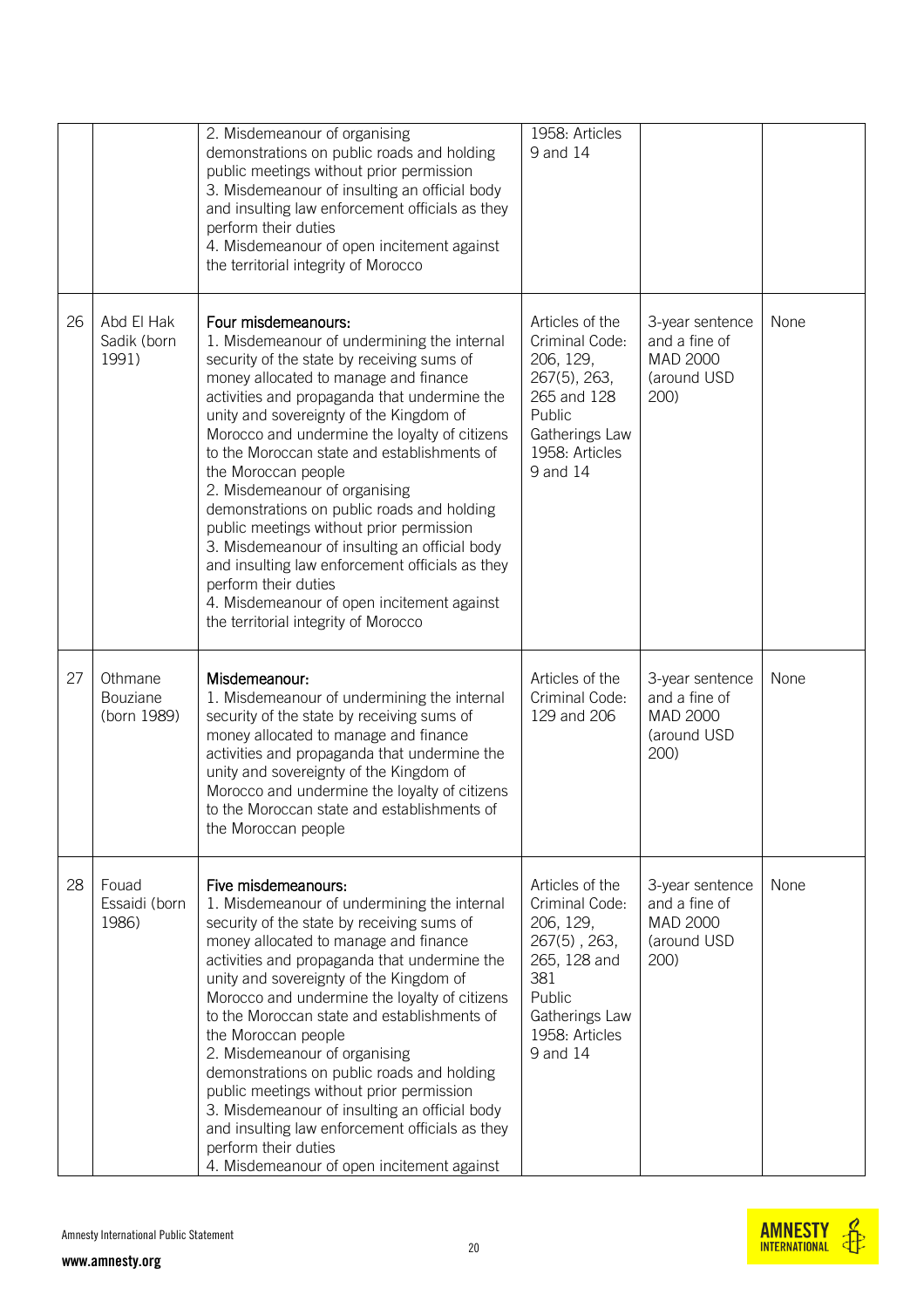| | | | | | |
|---|---|---|---|---|---|
| | | 2. Misdemeanour of organising demonstrations on public roads and holding public meetings without prior permission<br>3. Misdemeanour of insulting an official body and insulting law enforcement officials as they perform their duties<br>4. Misdemeanour of open incitement against the territorial integrity of Morocco | 1958: Articles 9 and 14 | | |
| 26 | Abd El Hak Sadik (born 1991) | Four misdemeanours:<br>1. Misdemeanour of undermining the internal security of the state by receiving sums of money allocated to manage and finance activities and propaganda that undermine the unity and sovereignty of the Kingdom of Morocco and undermine the loyalty of citizens to the Moroccan state and establishments of the Moroccan people<br>2. Misdemeanour of organising demonstrations on public roads and holding public meetings without prior permission<br>3. Misdemeanour of insulting an official body and insulting law enforcement officials as they perform their duties<br>4. Misdemeanour of open incitement against the territorial integrity of Morocco | Articles of the Criminal Code: 206, 129, 267(5), 263, 265 and 128 Public Gatherings Law 1958: Articles 9 and 14 | 3-year sentence and a fine of MAD 2000 (around USD 200) | None |
| 27 | Othmane Bouziane (born 1989) | Misdemeanour:<br>1. Misdemeanour of undermining the internal security of the state by receiving sums of money allocated to manage and finance activities and propaganda that undermine the unity and sovereignty of the Kingdom of Morocco and undermine the loyalty of citizens to the Moroccan state and establishments of the Moroccan people | Articles of the Criminal Code: 129 and 206 | 3-year sentence and a fine of MAD 2000 (around USD 200) | None |
| 28 | Fouad Essaidi (born 1986) | Five misdemeanours:<br>1. Misdemeanour of undermining the internal security of the state by receiving sums of money allocated to manage and finance activities and propaganda that undermine the unity and sovereignty of the Kingdom of Morocco and undermine the loyalty of citizens to the Moroccan state and establishments of the Moroccan people<br>2. Misdemeanour of organising demonstrations on public roads and holding public meetings without prior permission<br>3. Misdemeanour of insulting an official body and insulting law enforcement officials as they perform their duties<br>4. Misdemeanour of open incitement against | Articles of the Criminal Code: 206, 129, 267(5) , 263, 265, 128 and 381 Public Gatherings Law 1958: Articles 9 and 14 | 3-year sentence and a fine of MAD 2000 (around USD 200) | None |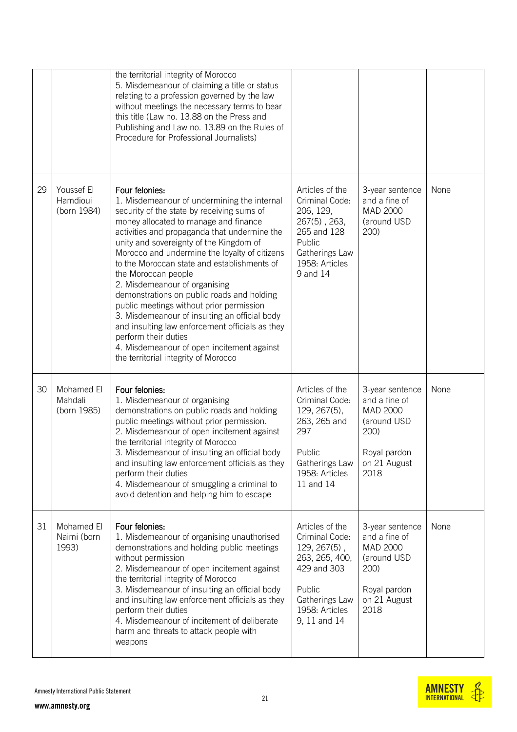| | | | | | |
|---|---|---|---|---|---|
| | | the territorial integrity of Morocco<br>5. Misdemeanour of claiming a title or status relating to a profession governed by the law without meetings the necessary terms to bear this title (Law no. 13.88 on the Press and Publishing and Law no. 13.89 on the Rules of Procedure for Professional Journalists) | | | |
| 29 | Youssef El Hamdioui (born 1984) | Four felonies:<br>1. Misdemeanour of undermining the internal security of the state by receiving sums of money allocated to manage and finance activities and propaganda that undermine the unity and sovereignty of the Kingdom of Morocco and undermine the loyalty of citizens to the Moroccan state and establishments of the Moroccan people<br>2. Misdemeanour of organising demonstrations on public roads and holding public meetings without prior permission<br>3. Misdemeanour of insulting an official body and insulting law enforcement officials as they perform their duties<br>4. Misdemeanour of open incitement against the territorial integrity of Morocco | Articles of the Criminal Code: 206, 129, 267(5) , 263, 265 and 128 Public Gatherings Law 1958: Articles 9 and 14 | 3-year sentence and a fine of MAD 2000 (around USD 200) | None |
| 30 | Mohamed El Mahdali (born 1985) | Four felonies:<br>1. Misdemeanour of organising demonstrations on public roads and holding public meetings without prior permission.<br>2. Misdemeanour of open incitement against the territorial integrity of Morocco<br>3. Misdemeanour of insulting an official body and insulting law enforcement officials as they perform their duties<br>4. Misdemeanour of smuggling a criminal to avoid detention and helping him to escape | Articles of the Criminal Code: 129, 267(5), 263, 265 and 297<br><br>Public Gatherings Law 1958: Articles 11 and 14 | 3-year sentence and a fine of MAD 2000 (around USD 200)<br><br>Royal pardon on 21 August 2018 | None |
| 31 | Mohamed El Naimi (born 1993) | Four felonies:<br>1. Misdemeanour of organising unauthorised demonstrations and holding public meetings without permission<br>2. Misdemeanour of open incitement against the territorial integrity of Morocco<br>3. Misdemeanour of insulting an official body and insulting law enforcement officials as they perform their duties<br>4. Misdemeanour of incitement of deliberate harm and threats to attack people with weapons | Articles of the Criminal Code: 129, 267(5) , 263, 265, 400, 429 and 303<br><br>Public Gatherings Law 1958: Articles 9, 11 and 14 | 3-year sentence and a fine of MAD 2000 (around USD 200)<br><br>Royal pardon on 21 August 2018 | None |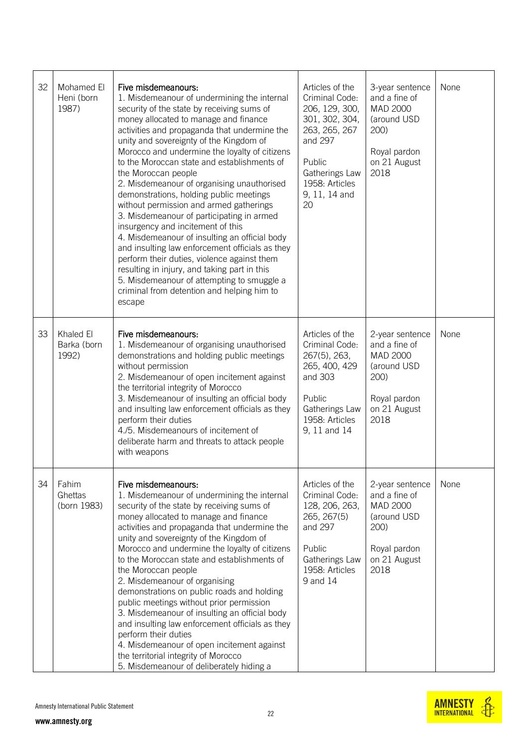| 32 | Mohamed El Heni (born 1987) | Five misdemeanours:<br>1. Misdemeanour of undermining the internal security of the state by receiving sums of money allocated to manage and finance activities and propaganda that undermine the unity and sovereignty of the Kingdom of Morocco and undermine the loyalty of citizens to the Moroccan state and establishments of the Moroccan people<br>2. Misdemeanour of organising unauthorised demonstrations, holding public meetings without permission and armed gatherings<br>3. Misdemeanour of participating in armed insurgency and incitement of this<br>4. Misdemeanour of insulting an official body and insulting law enforcement officials as they perform their duties, violence against them resulting in injury, and taking part in this<br>5. Misdemeanour of attempting to smuggle a criminal from detention and helping him to escape | Articles of the Criminal Code: 206, 129, 300, 301, 302, 304, 263, 265, 267 and 297<br><br>Public Gatherings Law 1958: Articles 9, 11, 14 and 20 | 3-year sentence and a fine of MAD 2000 (around USD 200)<br><br>Royal pardon on 21 August 2018 | None |
|---|---|---|---|---|---|
| 33 | Khaled El Barka (born 1992) | Five misdemeanours:<br>1. Misdemeanour of organising unauthorised demonstrations and holding public meetings without permission<br>2. Misdemeanour of open incitement against the territorial integrity of Morocco<br>3. Misdemeanour of insulting an official body and insulting law enforcement officials as they perform their duties<br>4./5. Misdemeanours of incitement of deliberate harm and threats to attack people with weapons | Articles of the Criminal Code: 267(5), 263, 265, 400, 429 and 303<br><br>Public Gatherings Law 1958: Articles 9, 11 and 14 | 2-year sentence and a fine of MAD 2000 (around USD 200)<br><br>Royal pardon on 21 August 2018 | None |
| 34 | Fahim Ghettas (born 1983) | Five misdemeanours:<br>1. Misdemeanour of undermining the internal security of the state by receiving sums of money allocated to manage and finance activities and propaganda that undermine the unity and sovereignty of the Kingdom of Morocco and undermine the loyalty of citizens to the Moroccan state and establishments of the Moroccan people<br>2. Misdemeanour of organising demonstrations on public roads and holding public meetings without prior permission<br>3. Misdemeanour of insulting an official body and insulting law enforcement officials as they perform their duties<br>4. Misdemeanour of open incitement against the territorial integrity of Morocco<br>5. Misdemeanour of deliberately hiding a | Articles of the Criminal Code: 128, 206, 263, 265, 267(5) and 297<br><br>Public Gatherings Law 1958: Articles 9 and 14 | 2-year sentence and a fine of MAD 2000 (around USD 200)<br><br>Royal pardon on 21 August 2018 | None |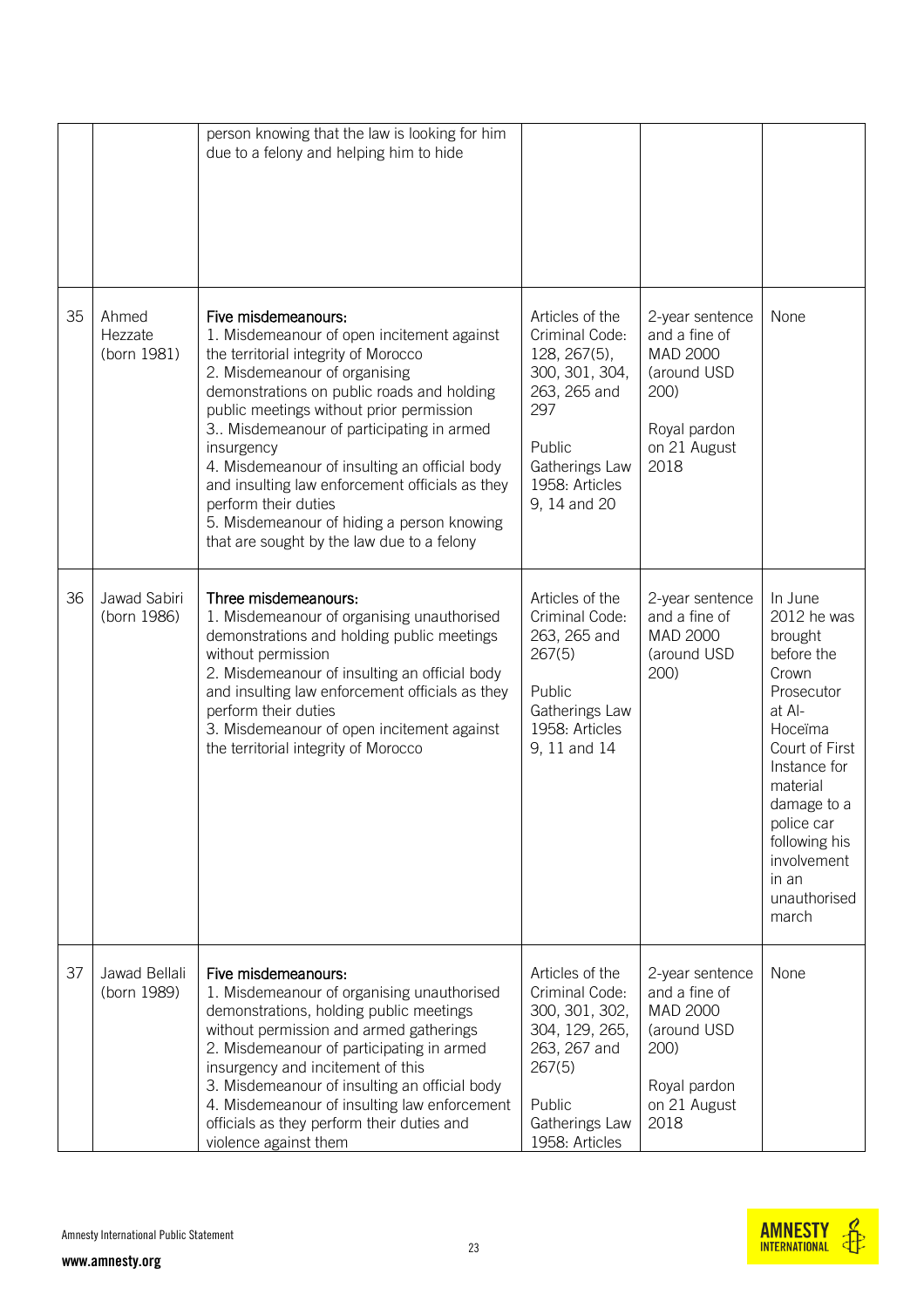| | | | | | |
|---|---|---|---|---|---|
| | | person knowing that the law is looking for him due to a felony and helping him to hide | | | |
| 35 | Ahmed Hezzate (born 1981) | Five misdemeanours:<br>1. Misdemeanour of open incitement against the territorial integrity of Morocco<br>2. Misdemeanour of organising demonstrations on public roads and holding public meetings without prior permission<br>3.. Misdemeanour of participating in armed insurgency<br>4. Misdemeanour of insulting an official body and insulting law enforcement officials as they perform their duties<br>5. Misdemeanour of hiding a person knowing that are sought by the law due to a felony | Articles of the Criminal Code: 128, 267(5), 300, 301, 304, 263, 265 and 297<br>Public Gatherings Law 1958: Articles 9, 14 and 20 | 2-year sentence and a fine of MAD 2000 (around USD 200)<br>Royal pardon on 21 August 2018 | None |
| 36 | Jawad Sabiri (born 1986) | Three misdemeanours:<br>1. Misdemeanour of organising unauthorised demonstrations and holding public meetings without permission<br>2. Misdemeanour of insulting an official body and insulting law enforcement officials as they perform their duties<br>3. Misdemeanour of open incitement against the territorial integrity of Morocco | Articles of the Criminal Code: 263, 265 and 267(5)<br>Public Gatherings Law 1958: Articles 9, 11 and 14 | 2-year sentence and a fine of MAD 2000 (around USD 200) | In June 2012 he was brought before the Crown Prosecutor at Al-Hoceïma Court of First Instance for material damage to a police car following his involvement in an unauthorised march |
| 37 | Jawad Bellali (born 1989) | Five misdemeanours:<br>1. Misdemeanour of organising unauthorised demonstrations, holding public meetings without permission and armed gatherings<br>2. Misdemeanour of participating in armed insurgency and incitement of this<br>3. Misdemeanour of insulting an official body<br>4. Misdemeanour of insulting law enforcement officials as they perform their duties and violence against them | Articles of the Criminal Code: 300, 301, 302, 304, 129, 265, 263, 267 and 267(5)<br>Public Gatherings Law 1958: Articles | 2-year sentence and a fine of MAD 2000 (around USD 200)<br>Royal pardon on 21 August 2018 | None |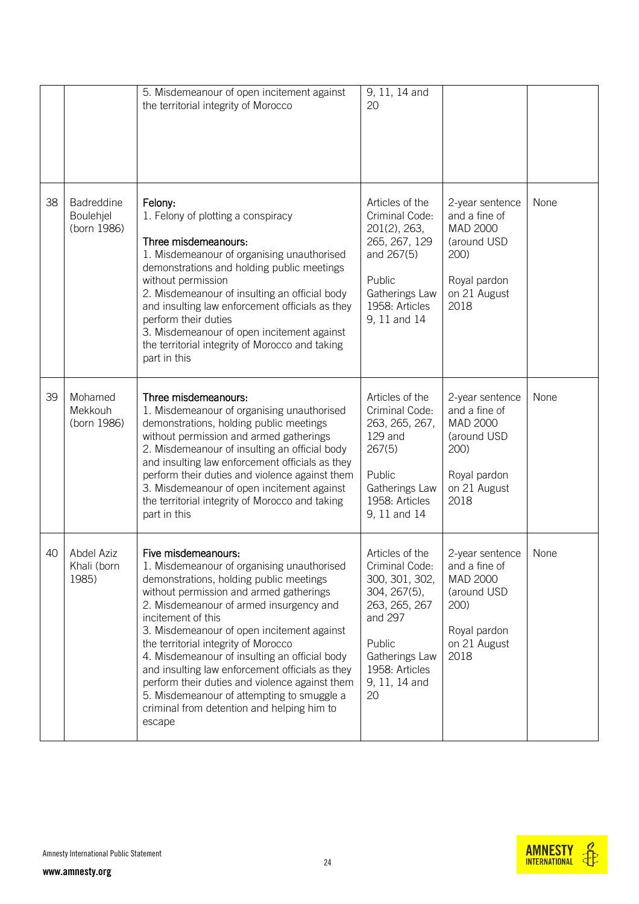| | | | | | |
|---|---|---|---|---|---|
| | | 5. Misdemeanour of open incitement against the territorial integrity of Morocco | 9, 11, 14 and 20 | | |
| 38 | Badreddine Boulehjel (born 1986) | **Felony:**<br>1. Felony of plotting a conspiracy<br><br>**Three misdemeanours:**<br>1. Misdemeanour of organising unauthorised demonstrations and holding public meetings without permission<br>2. Misdemeanour of insulting an official body and insulting law enforcement officials as they perform their duties<br>3. Misdemeanour of open incitement against the territorial integrity of Morocco and taking part in this | Articles of the Criminal Code: 201(2), 263, 265, 267, 129 and 267(5)<br><br>Public Gatherings Law 1958: Articles 9, 11 and 14 | 2-year sentence and a fine of MAD 2000 (around USD 200)<br><br>Royal pardon on 21 August 2018 | None |
| 39 | Mohamed Mekkouh (born 1986) | **Three misdemeanours:**<br>1. Misdemeanour of organising unauthorised demonstrations, holding public meetings without permission and armed gatherings<br>2. Misdemeanour of insulting an official body and insulting law enforcement officials as they perform their duties and violence against them<br>3. Misdemeanour of open incitement against the territorial integrity of Morocco and taking part in this | Articles of the Criminal Code: 263, 265, 267, 129 and 267(5)<br><br>Public Gatherings Law 1958: Articles 9, 11 and 14 | 2-year sentence and a fine of MAD 2000 (around USD 200)<br><br>Royal pardon on 21 August 2018 | None |
| 40 | Abdel Aziz Khali (born 1985) | **Five misdemeanours:**<br>1. Misdemeanour of organising unauthorised demonstrations, holding public meetings without permission and armed gatherings<br>2. Misdemeanour of armed insurgency and incitement of this<br>3. Misdemeanour of open incitement against the territorial integrity of Morocco<br>4. Misdemeanour of insulting an official body and insulting law enforcement officials as they perform their duties and violence against them<br>5. Misdemeanour of attempting to smuggle a criminal from detention and helping him to escape | Articles of the Criminal Code: 300, 301, 302, 304, 267(5), 263, 265, 267 and 297<br><br>Public Gatherings Law 1958: Articles 9, 11, 14 and 20 | 2-year sentence and a fine of MAD 2000 (around USD 200)<br><br>Royal pardon on 21 August 2018 | None |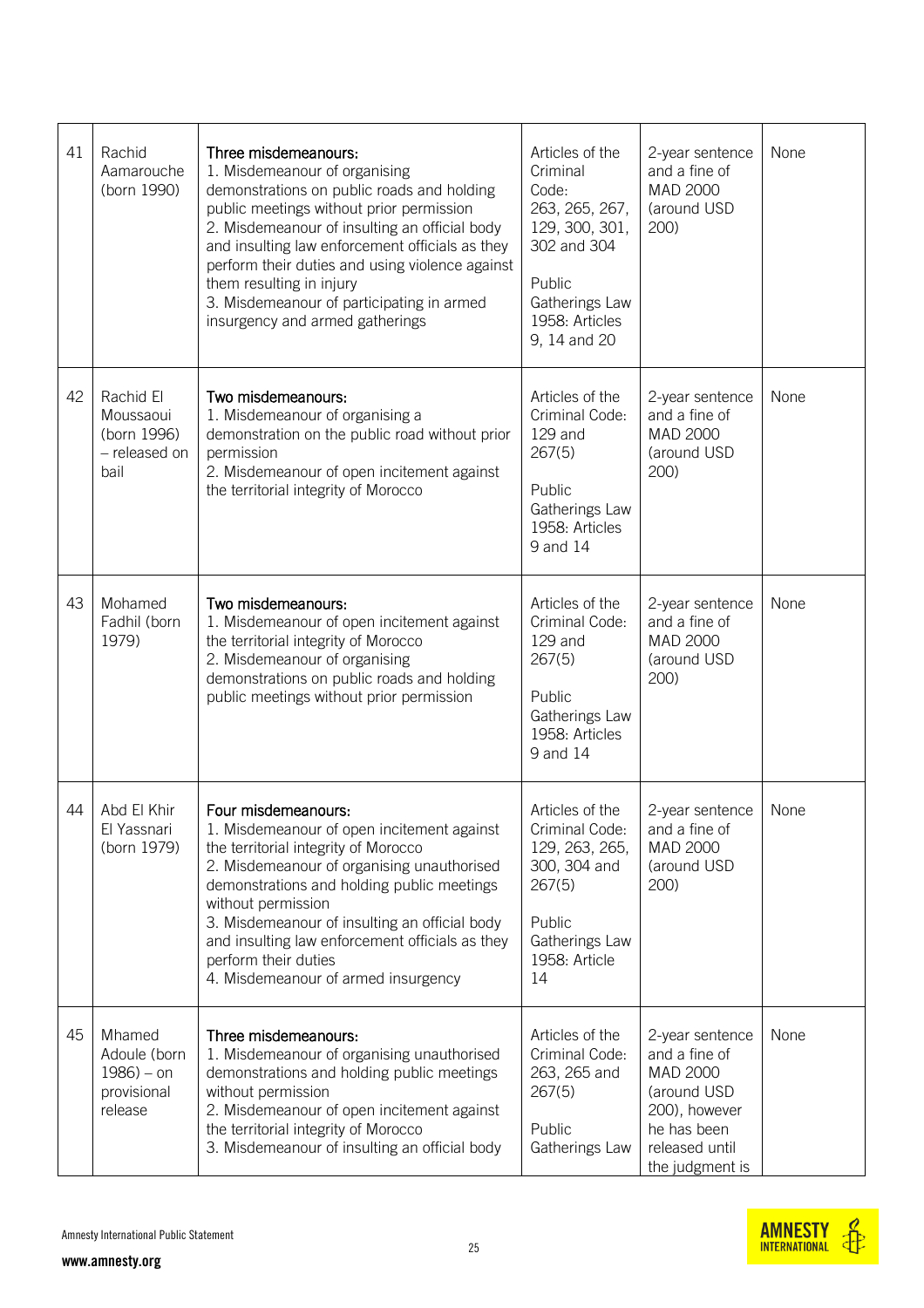| 41 | Rachid Aamarouche (born 1990) | Three misdemeanours:<br>1. Misdemeanour of organising demonstrations on public roads and holding public meetings without prior permission<br>2. Misdemeanour of insulting an official body and insulting law enforcement officials as they perform their duties and using violence against them resulting in injury<br>3. Misdemeanour of participating in armed insurgency and armed gatherings | Articles of the Criminal Code: 263, 265, 267, 129, 300, 301, 302 and 304<br><br>Public Gatherings Law 1958: Articles 9, 14 and 20 | 2-year sentence and a fine of MAD 2000 (around USD 200) | None |
|---|---|---|---|---|---|
| 42 | Rachid El Moussaoui (born 1996) – released on bail | Two misdemeanours:<br>1. Misdemeanour of organising a demonstration on the public road without prior permission<br>2. Misdemeanour of open incitement against the territorial integrity of Morocco | Articles of the Criminal Code: 129 and 267(5)<br><br>Public Gatherings Law 1958: Articles 9 and 14 | 2-year sentence and a fine of MAD 2000 (around USD 200) | None |
| 43 | Mohamed Fadhil (born 1979) | Two misdemeanours:<br>1. Misdemeanour of open incitement against the territorial integrity of Morocco<br>2. Misdemeanour of organising demonstrations on public roads and holding public meetings without prior permission | Articles of the Criminal Code: 129 and 267(5)<br><br>Public Gatherings Law 1958: Articles 9 and 14 | 2-year sentence and a fine of MAD 2000 (around USD 200) | None |
| 44 | Abd El Khir El Yassnari (born 1979) | Four misdemeanours:<br>1. Misdemeanour of open incitement against the territorial integrity of Morocco<br>2. Misdemeanour of organising unauthorised demonstrations and holding public meetings without permission<br>3. Misdemeanour of insulting an official body and insulting law enforcement officials as they perform their duties<br>4. Misdemeanour of armed insurgency | Articles of the Criminal Code: 129, 263, 265, 300, 304 and 267(5)<br><br>Public Gatherings Law 1958: Article 14 | 2-year sentence and a fine of MAD 2000 (around USD 200) | None |
| 45 | Mhamed Adoule (born 1986) – on provisional release | Three misdemeanours:<br>1. Misdemeanour of organising unauthorised demonstrations and holding public meetings without permission<br>2. Misdemeanour of open incitement against the territorial integrity of Morocco<br>3. Misdemeanour of insulting an official body | Articles of the Criminal Code: 263, 265 and 267(5)<br><br>Public Gatherings Law | 2-year sentence and a fine of MAD 2000 (around USD 200), however he has been released until the judgment is | None |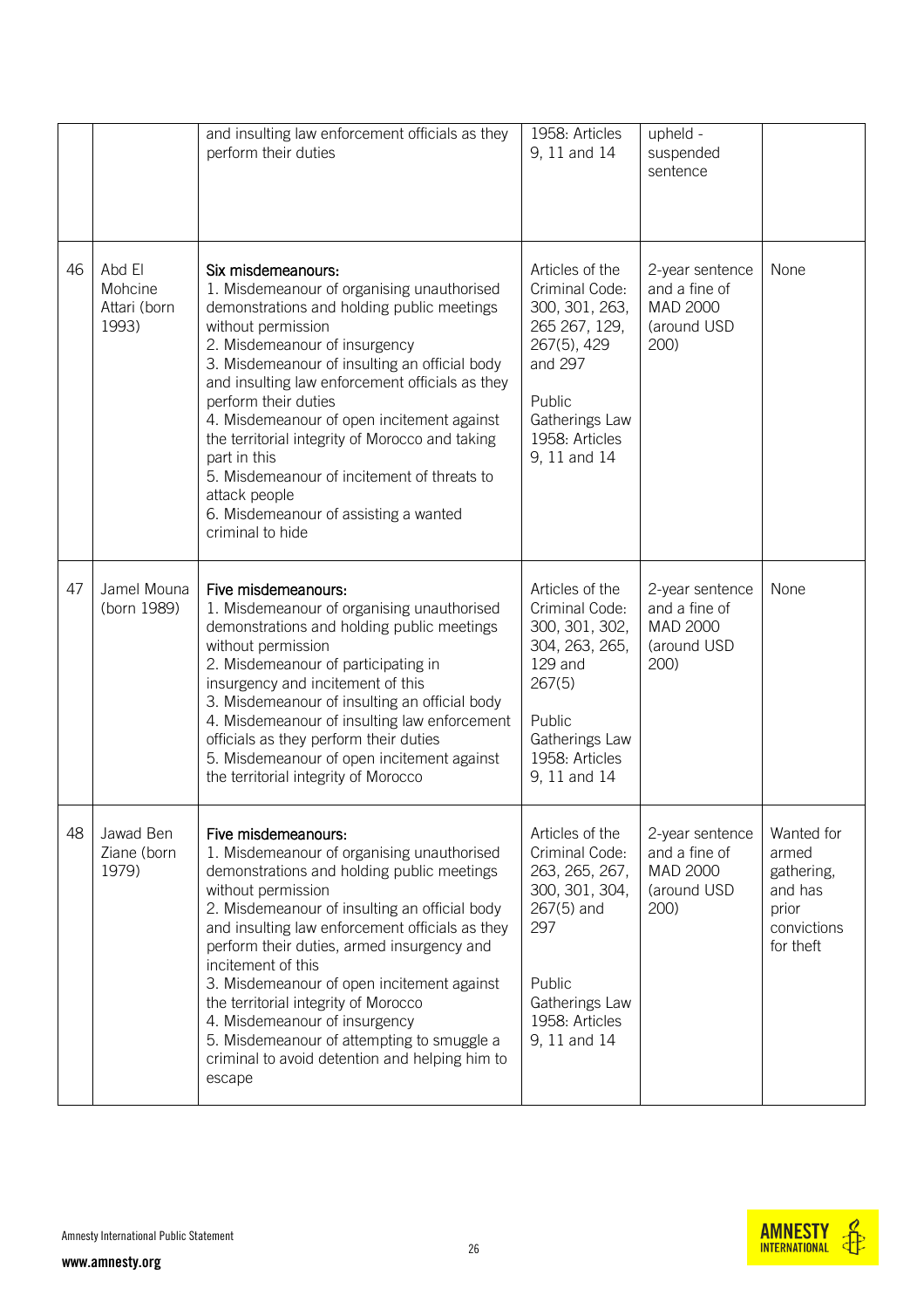| | | | | | |
|---|---|---|---|---|---|
| | | and insulting law enforcement officials as they perform their duties | 1958: Articles 9, 11 and 14 | upheld - suspended sentence | |
| 46 | Abd El Mohcine Attari (born 1993) | Six misdemeanours:<br>1. Misdemeanour of organising unauthorised demonstrations and holding public meetings without permission<br>2. Misdemeanour of insurgency<br>3. Misdemeanour of insulting an official body and insulting law enforcement officials as they perform their duties<br>4. Misdemeanour of open incitement against the territorial integrity of Morocco and taking part in this<br>5. Misdemeanour of incitement of threats to attack people<br>6. Misdemeanour of assisting a wanted criminal to hide | Articles of the Criminal Code: 300, 301, 263, 265 267, 129, 267(5), 429 and 297<br><br>Public Gatherings Law 1958: Articles 9, 11 and 14 | 2-year sentence and a fine of MAD 2000 (around USD 200) | None |
| 47 | Jamel Mouna (born 1989) | Five misdemeanours:<br>1. Misdemeanour of organising unauthorised demonstrations and holding public meetings without permission<br>2. Misdemeanour of participating in insurgency and incitement of this<br>3. Misdemeanour of insulting an official body<br>4. Misdemeanour of insulting law enforcement officials as they perform their duties<br>5. Misdemeanour of open incitement against the territorial integrity of Morocco | Articles of the Criminal Code: 300, 301, 302, 304, 263, 265, 129 and 267(5)<br><br>Public Gatherings Law 1958: Articles 9, 11 and 14 | 2-year sentence and a fine of MAD 2000 (around USD 200) | None |
| 48 | Jawad Ben Ziane (born 1979) | Five misdemeanours:<br>1. Misdemeanour of organising unauthorised demonstrations and holding public meetings without permission<br>2. Misdemeanour of insulting an official body and insulting law enforcement officials as they perform their duties, armed insurgency and incitement of this<br>3. Misdemeanour of open incitement against the territorial integrity of Morocco<br>4. Misdemeanour of insurgency<br>5. Misdemeanour of attempting to smuggle a criminal to avoid detention and helping him to escape | Articles of the Criminal Code: 263, 265, 267, 300, 301, 304, 267(5) and 297<br><br>Public Gatherings Law 1958: Articles 9, 11 and 14 | 2-year sentence and a fine of MAD 2000 (around USD 200) | Wanted for armed gathering, and has prior convictions for theft |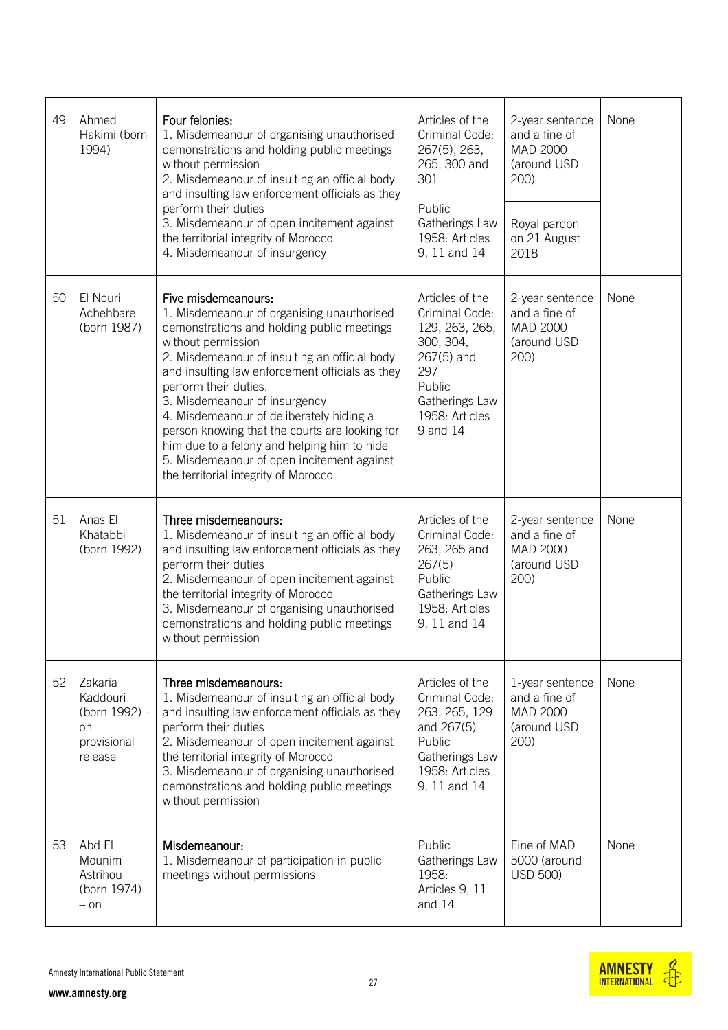| 49 | Ahmed Hakimi (born 1994) | **Four felonies:**<br>1. Misdemeanour of organising unauthorised demonstrations and holding public meetings without permission<br>2. Misdemeanour of insulting an official body and insulting law enforcement officials as they perform their duties<br>3. Misdemeanour of open incitement against the territorial integrity of Morocco<br>4. Misdemeanour of insurgency | Articles of the Criminal Code: 267(5), 263, 265, 300 and 301<br><br>Public Gatherings Law 1958: Articles 9, 11 and 14 | 2-year sentence and a fine of MAD 2000 (around USD 200)<br><br>Royal pardon on 21 August 2018 | None |
|---|---|---|---|---|---|
| 50 | El Nouri Achehbare (born 1987) | **Five misdemeanours:**<br>1. Misdemeanour of organising unauthorised demonstrations and holding public meetings without permission<br>2. Misdemeanour of insulting an official body and insulting law enforcement officials as they perform their duties.<br>3. Misdemeanour of insurgency<br>4. Misdemeanour of deliberately hiding a person knowing that the courts are looking for him due to a felony and helping him to hide<br>5. Misdemeanour of open incitement against the territorial integrity of Morocco | Articles of the Criminal Code: 129, 263, 265, 300, 304, 267(5) and 297<br>Public Gatherings Law 1958: Articles 9 and 14 | 2-year sentence and a fine of MAD 2000 (around USD 200) | None |
| 51 | Anas El Khatabbi (born 1992) | **Three misdemeanours:**<br>1. Misdemeanour of insulting an official body and insulting law enforcement officials as they perform their duties<br>2. Misdemeanour of open incitement against the territorial integrity of Morocco<br>3. Misdemeanour of organising unauthorised demonstrations and holding public meetings without permission | Articles of the Criminal Code: 263, 265 and 267(5)<br>Public Gatherings Law 1958: Articles 9, 11 and 14 | 2-year sentence and a fine of MAD 2000 (around USD 200) | None |
| 52 | Zakaria Kaddouri (born 1992) - on provisional release | **Three misdemeanours:**<br>1. Misdemeanour of insulting an official body and insulting law enforcement officials as they perform their duties<br>2. Misdemeanour of open incitement against the territorial integrity of Morocco<br>3. Misdemeanour of organising unauthorised demonstrations and holding public meetings without permission | Articles of the Criminal Code: 263, 265, 129 and 267(5)<br>Public Gatherings Law 1958: Articles 9, 11 and 14 | 1-year sentence and a fine of MAD 2000 (around USD 200) | None |
| 53 | Abd El Mounim Astrihou (born 1974) – on | **Misdemeanour:**<br>1. Misdemeanour of participation in public meetings without permissions | Public Gatherings Law 1958: Articles 9, 11 and 14 | Fine of MAD 5000 (around USD 500) | None |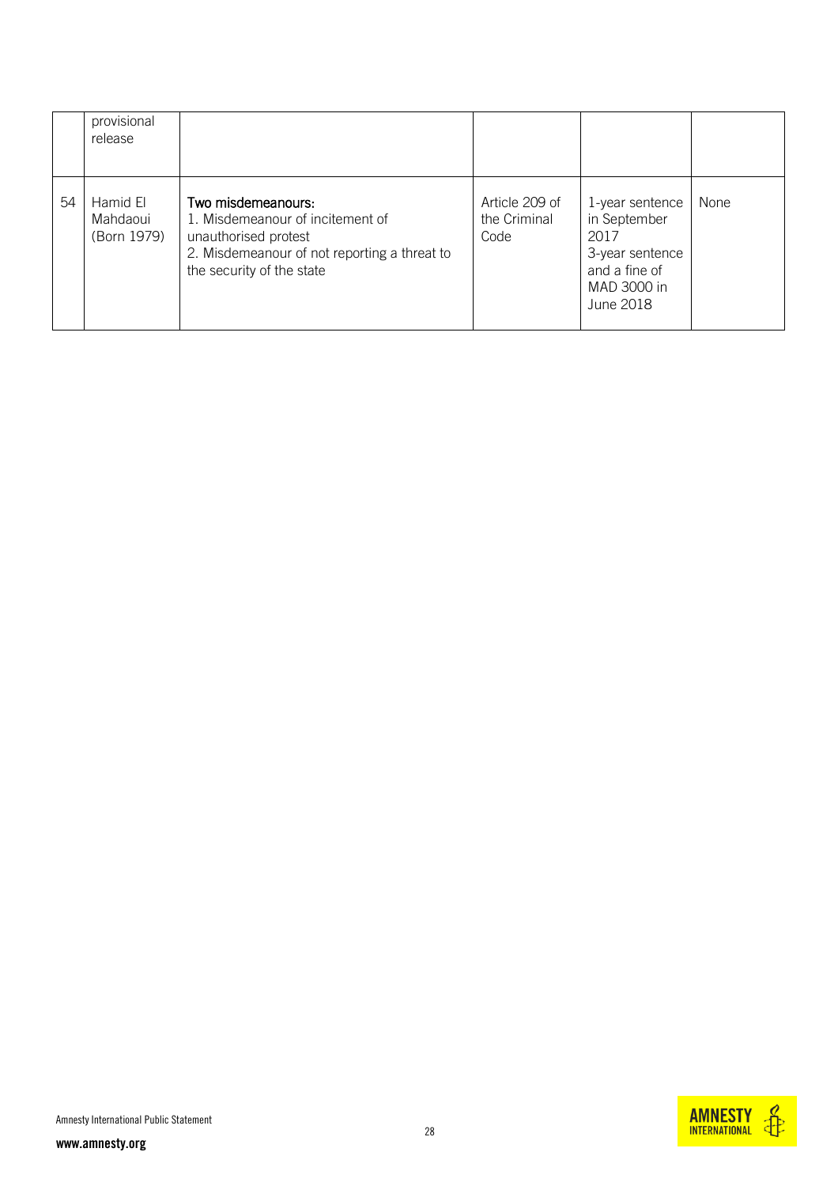| | | | | | |
|---|---|---|---|---|---|
| | provisional release | | | | |
| 54 | Hamid El Mahdaoui (Born 1979) | Two misdemeanours:<br>1. Misdemeanour of incitement of unauthorised protest<br>2. Misdemeanour of not reporting a threat to the security of the state | Article 209 of the Criminal Code | 1-year sentence in September 2017<br>3-year sentence and a fine of MAD 3000 in June 2018 | None |